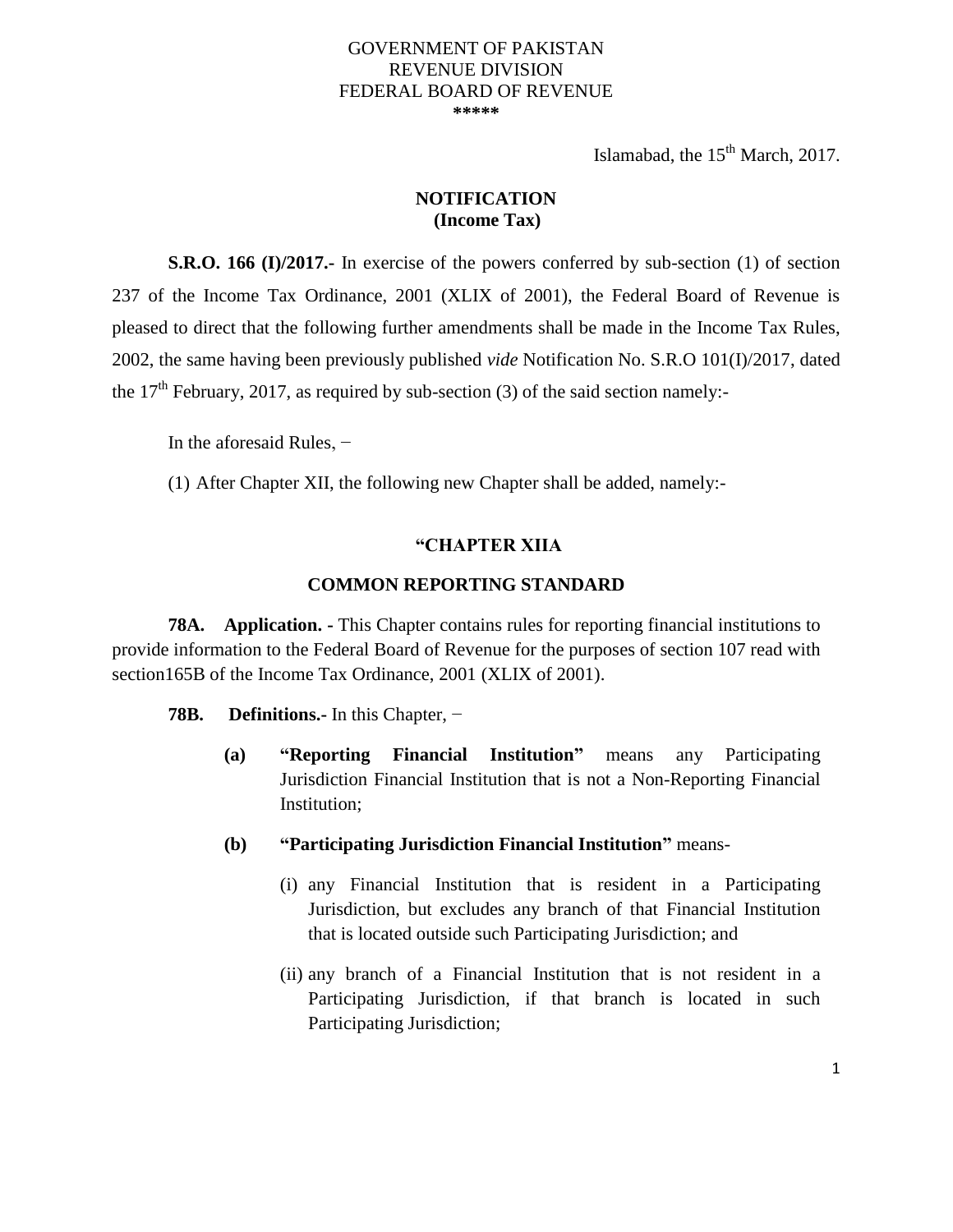GOVERNMENT OF PAKISTAN
REVENUE DIVISION
FEDERAL BOARD OF REVENUE
\*\*\*\*\*

Islamabad, the 15th March, 2017.

**NOTIFICATION**
**(Income Tax)**

**S.R.O. 166 (I)/2017.-** In exercise of the powers conferred by sub-section (1) of section 237 of the Income Tax Ordinance, 2001 (XLIX of 2001), the Federal Board of Revenue is pleased to direct that the following further amendments shall be made in the Income Tax Rules, 2002, the same having been previously published *vide* Notification No. S.R.O 101(I)/2017, dated the 17th February, 2017, as required by sub-section (3) of the said section namely:-

In the aforesaid Rules, −

(1) After Chapter XII, the following new Chapter shall be added, namely:-

**"CHAPTER XIIA**

**COMMON REPORTING STANDARD**

**78A. Application. -** This Chapter contains rules for reporting financial institutions to provide information to the Federal Board of Revenue for the purposes of section 107 read with section165B of the Income Tax Ordinance, 2001 (XLIX of 2001).

**78B. Definitions.-** In this Chapter, −

**(a)** **"Reporting Financial Institution"** means any Participating Jurisdiction Financial Institution that is not a Non-Reporting Financial Institution;

**(b)** **"Participating Jurisdiction Financial Institution"** means-

(i) any Financial Institution that is resident in a Participating Jurisdiction, but excludes any branch of that Financial Institution that is located outside such Participating Jurisdiction; and

(ii) any branch of a Financial Institution that is not resident in a Participating Jurisdiction, if that branch is located in such Participating Jurisdiction;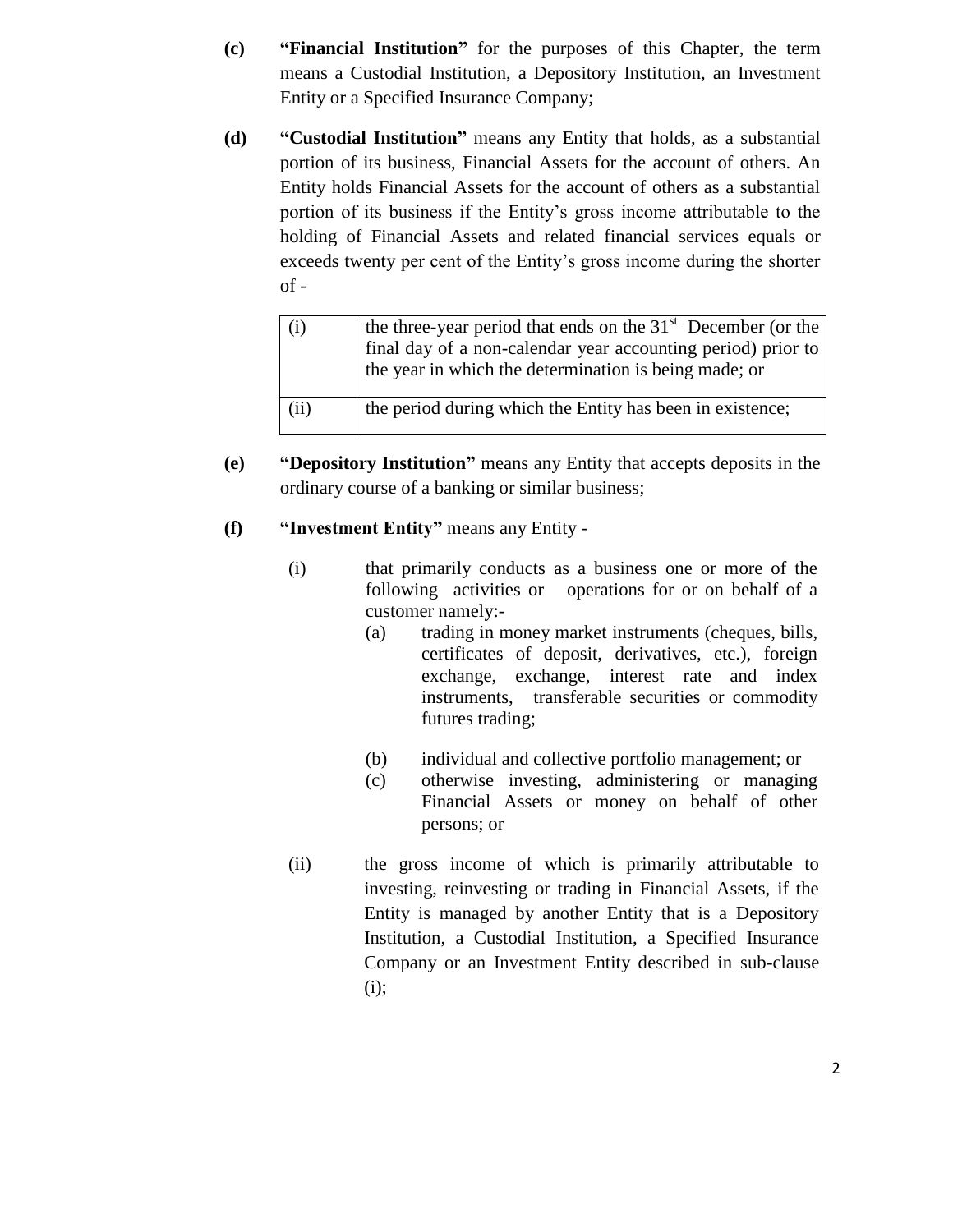**(c)** **"Financial Institution"** for the purposes of this Chapter, the term means a Custodial Institution, a Depository Institution, an Investment Entity or a Specified Insurance Company;

**(d)** **"Custodial Institution"** means any Entity that holds, as a substantial portion of its business, Financial Assets for the account of others. An Entity holds Financial Assets for the account of others as a substantial portion of its business if the Entity's gross income attributable to the holding of Financial Assets and related financial services equals or exceeds twenty per cent of the Entity's gross income during the shorter of -

| | |
|---|---|
| (i) | the three-year period that ends on the 31st December (or the final day of a non-calendar year accounting period) prior to the year in which the determination is being made; or |
| (ii) | the period during which the Entity has been in existence; |

**(e)** **"Depository Institution"** means any Entity that accepts deposits in the ordinary course of a banking or similar business;

**(f)** **"Investment Entity"** means any Entity -

(i) that primarily conducts as a business one or more of the following activities or operations for or on behalf of a customer namely:-

(a) trading in money market instruments (cheques, bills, certificates of deposit, derivatives, etc.), foreign exchange, exchange, interest rate and index instruments, transferable securities or commodity futures trading;

(b) individual and collective portfolio management; or

(c) otherwise investing, administering or managing Financial Assets or money on behalf of other persons; or

(ii) the gross income of which is primarily attributable to investing, reinvesting or trading in Financial Assets, if the Entity is managed by another Entity that is a Depository Institution, a Custodial Institution, a Specified Insurance Company or an Investment Entity described in sub-clause (i);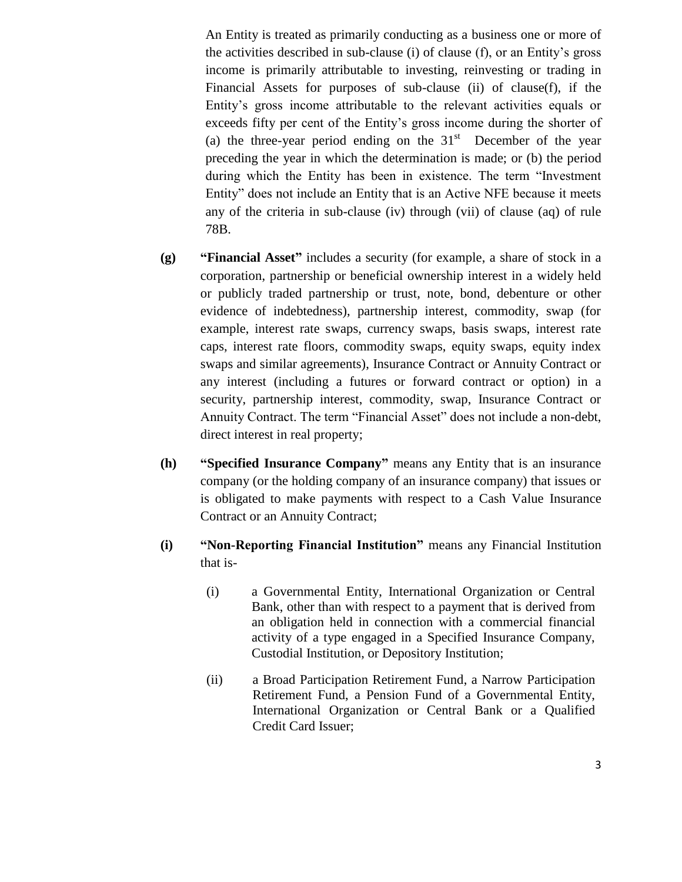An Entity is treated as primarily conducting as a business one or more of the activities described in sub-clause (i) of clause (f), or an Entity's gross income is primarily attributable to investing, reinvesting or trading in Financial Assets for purposes of sub-clause (ii) of clause(f), if the Entity's gross income attributable to the relevant activities equals or exceeds fifty per cent of the Entity's gross income during the shorter of (a) the three-year period ending on the 31st December of the year preceding the year in which the determination is made; or (b) the period during which the Entity has been in existence. The term "Investment Entity" does not include an Entity that is an Active NFE because it meets any of the criteria in sub-clause (iv) through (vii) of clause (aq) of rule 78B.

**(g)** **"Financial Asset"** includes a security (for example, a share of stock in a corporation, partnership or beneficial ownership interest in a widely held or publicly traded partnership or trust, note, bond, debenture or other evidence of indebtedness), partnership interest, commodity, swap (for example, interest rate swaps, currency swaps, basis swaps, interest rate caps, interest rate floors, commodity swaps, equity swaps, equity index swaps and similar agreements), Insurance Contract or Annuity Contract or any interest (including a futures or forward contract or option) in a security, partnership interest, commodity, swap, Insurance Contract or Annuity Contract. The term "Financial Asset" does not include a non-debt, direct interest in real property;

**(h)** **"Specified Insurance Company"** means any Entity that is an insurance company (or the holding company of an insurance company) that issues or is obligated to make payments with respect to a Cash Value Insurance Contract or an Annuity Contract;

**(i)** **"Non-Reporting Financial Institution"** means any Financial Institution that is-

(i) a Governmental Entity, International Organization or Central Bank, other than with respect to a payment that is derived from an obligation held in connection with a commercial financial activity of a type engaged in a Specified Insurance Company, Custodial Institution, or Depository Institution;

(ii) a Broad Participation Retirement Fund, a Narrow Participation Retirement Fund, a Pension Fund of a Governmental Entity, International Organization or Central Bank or a Qualified Credit Card Issuer;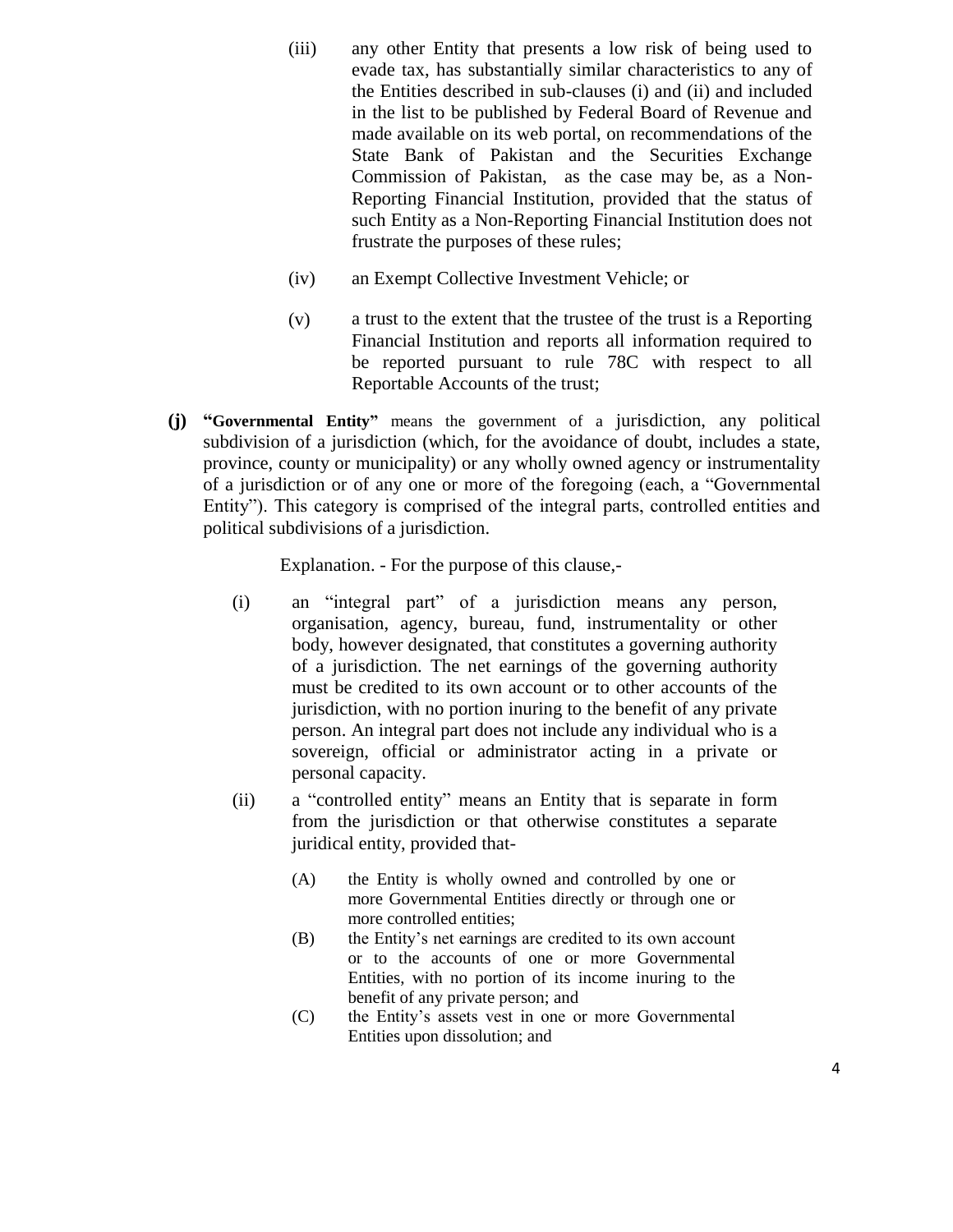(iii) any other Entity that presents a low risk of being used to evade tax, has substantially similar characteristics to any of the Entities described in sub-clauses (i) and (ii) and included in the list to be published by Federal Board of Revenue and made available on its web portal, on recommendations of the State Bank of Pakistan and the Securities Exchange Commission of Pakistan, as the case may be, as a Non-Reporting Financial Institution, provided that the status of such Entity as a Non-Reporting Financial Institution does not frustrate the purposes of these rules;

(iv) an Exempt Collective Investment Vehicle; or

(v) a trust to the extent that the trustee of the trust is a Reporting Financial Institution and reports all information required to be reported pursuant to rule 78C with respect to all Reportable Accounts of the trust;

**(j) "Governmental Entity"** means the government of a jurisdiction, any political subdivision of a jurisdiction (which, for the avoidance of doubt, includes a state, province, county or municipality) or any wholly owned agency or instrumentality of a jurisdiction or of any one or more of the foregoing (each, a "Governmental Entity"). This category is comprised of the integral parts, controlled entities and political subdivisions of a jurisdiction.

Explanation. - For the purpose of this clause,-

(i) an "integral part" of a jurisdiction means any person, organisation, agency, bureau, fund, instrumentality or other body, however designated, that constitutes a governing authority of a jurisdiction. The net earnings of the governing authority must be credited to its own account or to other accounts of the jurisdiction, with no portion inuring to the benefit of any private person. An integral part does not include any individual who is a sovereign, official or administrator acting in a private or personal capacity.

(ii) a "controlled entity" means an Entity that is separate in form from the jurisdiction or that otherwise constitutes a separate juridical entity, provided that-

(A) the Entity is wholly owned and controlled by one or more Governmental Entities directly or through one or more controlled entities;

(B) the Entity's net earnings are credited to its own account or to the accounts of one or more Governmental Entities, with no portion of its income inuring to the benefit of any private person; and

(C) the Entity's assets vest in one or more Governmental Entities upon dissolution; and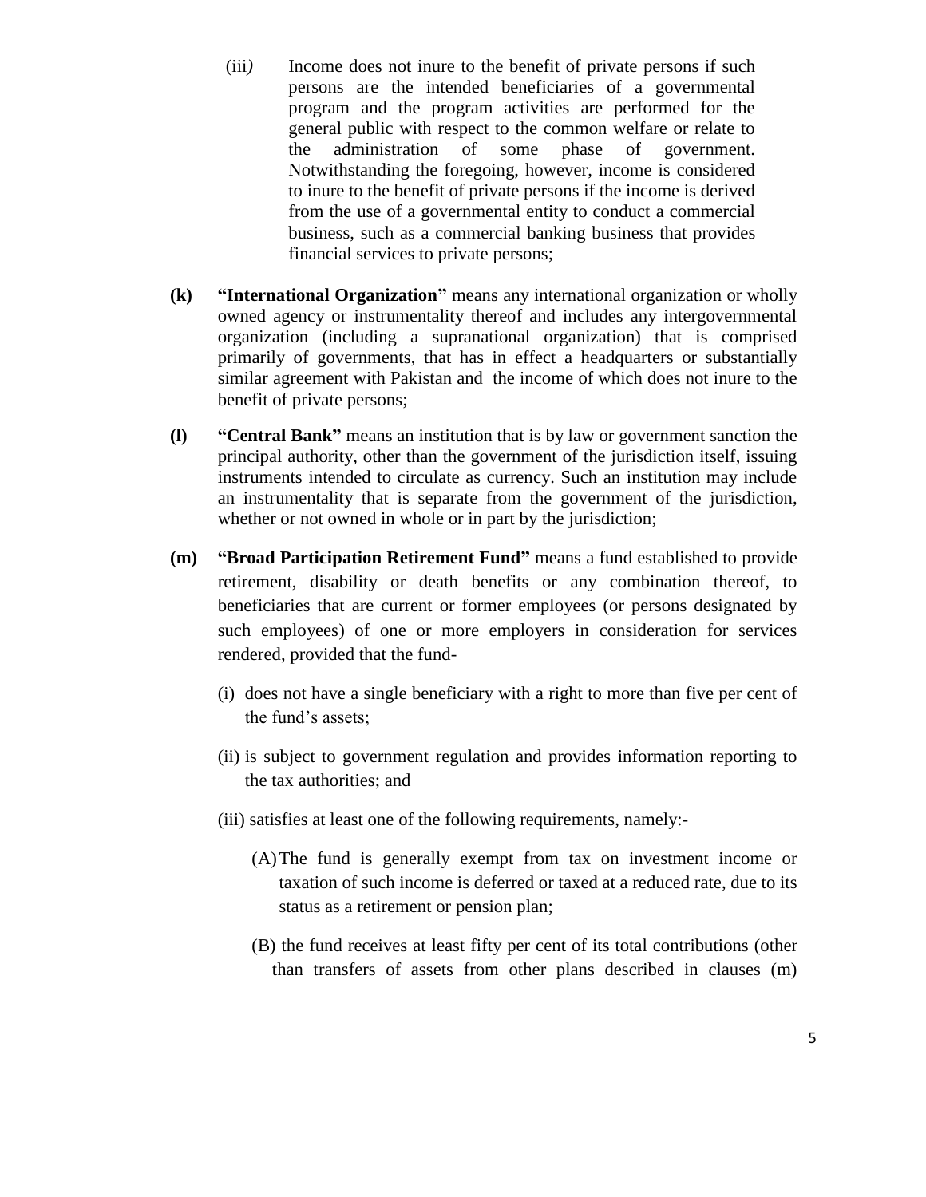(iii) Income does not inure to the benefit of private persons if such persons are the intended beneficiaries of a governmental program and the program activities are performed for the general public with respect to the common welfare or relate to the administration of some phase of government. Notwithstanding the foregoing, however, income is considered to inure to the benefit of private persons if the income is derived from the use of a governmental entity to conduct a commercial business, such as a commercial banking business that provides financial services to private persons;

**(k)** **"International Organization"** means any international organization or wholly owned agency or instrumentality thereof and includes any intergovernmental organization (including a supranational organization) that is comprised primarily of governments, that has in effect a headquarters or substantially similar agreement with Pakistan and the income of which does not inure to the benefit of private persons;

**(l)** **"Central Bank"** means an institution that is by law or government sanction the principal authority, other than the government of the jurisdiction itself, issuing instruments intended to circulate as currency. Such an institution may include an instrumentality that is separate from the government of the jurisdiction, whether or not owned in whole or in part by the jurisdiction;

**(m)** **"Broad Participation Retirement Fund"** means a fund established to provide retirement, disability or death benefits or any combination thereof, to beneficiaries that are current or former employees (or persons designated by such employees) of one or more employers in consideration for services rendered, provided that the fund-

(i) does not have a single beneficiary with a right to more than five per cent of the fund's assets;

(ii) is subject to government regulation and provides information reporting to the tax authorities; and

(iii) satisfies at least one of the following requirements, namely:-

(A) The fund is generally exempt from tax on investment income or taxation of such income is deferred or taxed at a reduced rate, due to its status as a retirement or pension plan;

(B) the fund receives at least fifty per cent of its total contributions (other than transfers of assets from other plans described in clauses (m)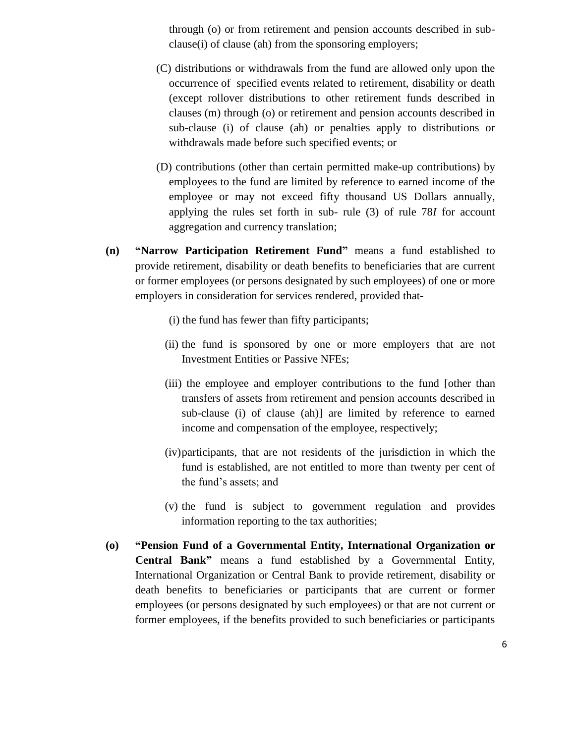through (o) or from retirement and pension accounts described in sub-clause(i) of clause (ah) from the sponsoring employers;

(C) distributions or withdrawals from the fund are allowed only upon the occurrence of specified events related to retirement, disability or death (except rollover distributions to other retirement funds described in clauses (m) through (o) or retirement and pension accounts described in sub-clause (i) of clause (ah) or penalties apply to distributions or withdrawals made before such specified events; or

(D) contributions (other than certain permitted make-up contributions) by employees to the fund are limited by reference to earned income of the employee or may not exceed fifty thousand US Dollars annually, applying the rules set forth in sub- rule (3) of rule 78*I* for account aggregation and currency translation;

**(n)** **"Narrow Participation Retirement Fund"** means a fund established to provide retirement, disability or death benefits to beneficiaries that are current or former employees (or persons designated by such employees) of one or more employers in consideration for services rendered, provided that-

(i) the fund has fewer than fifty participants;

(ii) the fund is sponsored by one or more employers that are not Investment Entities or Passive NFEs;

(iii) the employee and employer contributions to the fund [other than transfers of assets from retirement and pension accounts described in sub-clause (i) of clause (ah)] are limited by reference to earned income and compensation of the employee, respectively;

(iv) participants, that are not residents of the jurisdiction in which the fund is established, are not entitled to more than twenty per cent of the fund's assets; and

(v) the fund is subject to government regulation and provides information reporting to the tax authorities;

**(o)** **"Pension Fund of a Governmental Entity, International Organization or Central Bank"** means a fund established by a Governmental Entity, International Organization or Central Bank to provide retirement, disability or death benefits to beneficiaries or participants that are current or former employees (or persons designated by such employees) or that are not current or former employees, if the benefits provided to such beneficiaries or participants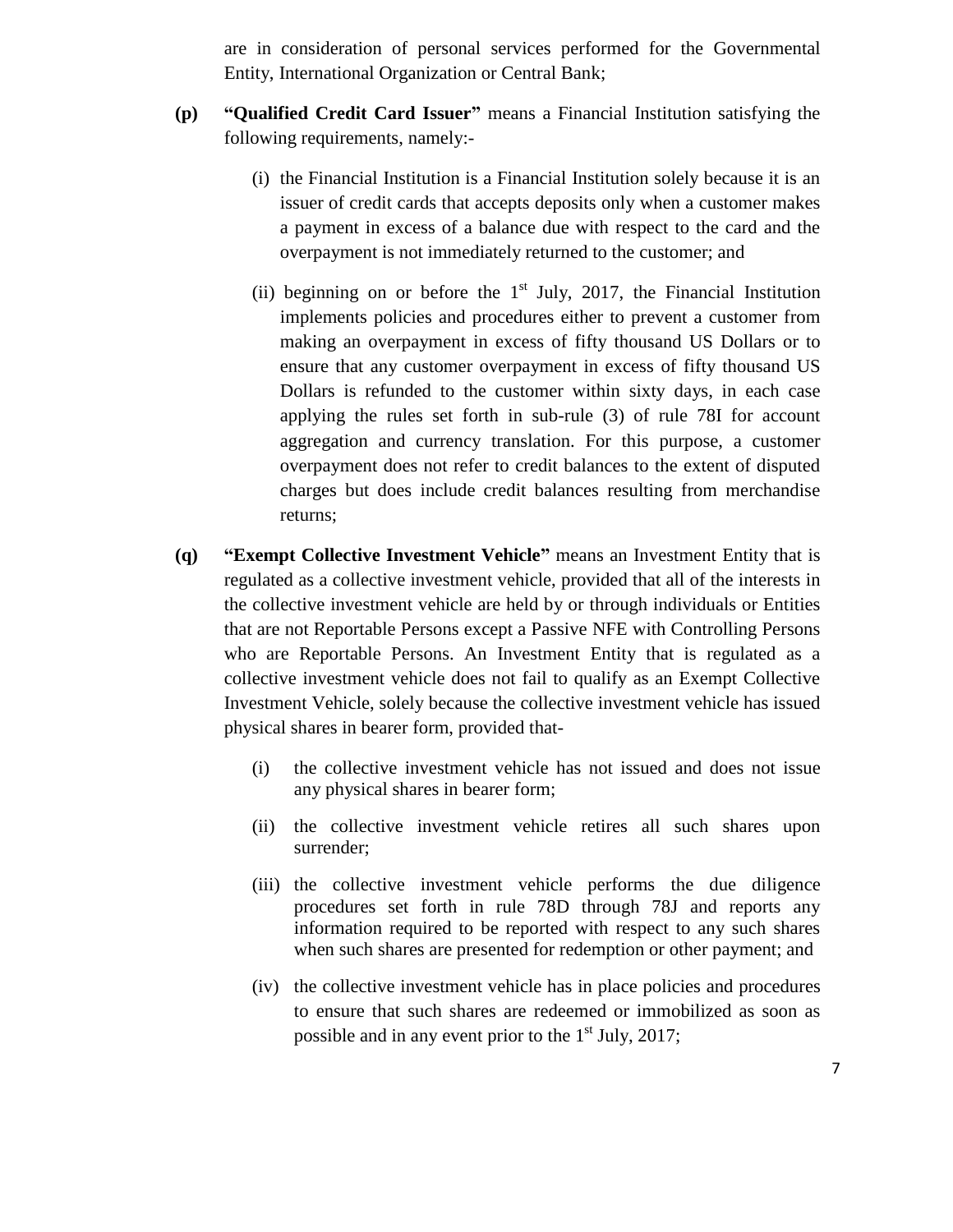are in consideration of personal services performed for the Governmental Entity, International Organization or Central Bank;

**(p)** **"Qualified Credit Card Issuer"** means a Financial Institution satisfying the following requirements, namely:-

(i) the Financial Institution is a Financial Institution solely because it is an issuer of credit cards that accepts deposits only when a customer makes a payment in excess of a balance due with respect to the card and the overpayment is not immediately returned to the customer; and

(ii) beginning on or before the 1st July, 2017, the Financial Institution implements policies and procedures either to prevent a customer from making an overpayment in excess of fifty thousand US Dollars or to ensure that any customer overpayment in excess of fifty thousand US Dollars is refunded to the customer within sixty days, in each case applying the rules set forth in sub-rule (3) of rule 78I for account aggregation and currency translation. For this purpose, a customer overpayment does not refer to credit balances to the extent of disputed charges but does include credit balances resulting from merchandise returns;

**(q)** **"Exempt Collective Investment Vehicle"** means an Investment Entity that is regulated as a collective investment vehicle, provided that all of the interests in the collective investment vehicle are held by or through individuals or Entities that are not Reportable Persons except a Passive NFE with Controlling Persons who are Reportable Persons. An Investment Entity that is regulated as a collective investment vehicle does not fail to qualify as an Exempt Collective Investment Vehicle, solely because the collective investment vehicle has issued physical shares in bearer form, provided that-

(i) the collective investment vehicle has not issued and does not issue any physical shares in bearer form;

(ii) the collective investment vehicle retires all such shares upon surrender;

(iii) the collective investment vehicle performs the due diligence procedures set forth in rule 78D through 78J and reports any information required to be reported with respect to any such shares when such shares are presented for redemption or other payment; and

(iv) the collective investment vehicle has in place policies and procedures to ensure that such shares are redeemed or immobilized as soon as possible and in any event prior to the 1st July, 2017;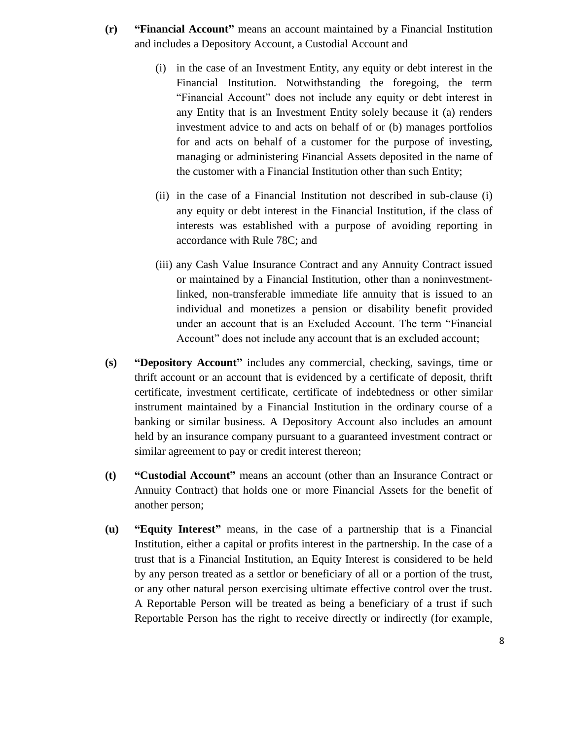**(r)** **"Financial Account"** means an account maintained by a Financial Institution and includes a Depository Account, a Custodial Account and

(i) in the case of an Investment Entity, any equity or debt interest in the Financial Institution. Notwithstanding the foregoing, the term "Financial Account" does not include any equity or debt interest in any Entity that is an Investment Entity solely because it (a) renders investment advice to and acts on behalf of or (b) manages portfolios for and acts on behalf of a customer for the purpose of investing, managing or administering Financial Assets deposited in the name of the customer with a Financial Institution other than such Entity;

(ii) in the case of a Financial Institution not described in sub-clause (i) any equity or debt interest in the Financial Institution, if the class of interests was established with a purpose of avoiding reporting in accordance with Rule 78C; and

(iii) any Cash Value Insurance Contract and any Annuity Contract issued or maintained by a Financial Institution, other than a noninvestment-linked, non-transferable immediate life annuity that is issued to an individual and monetizes a pension or disability benefit provided under an account that is an Excluded Account. The term "Financial Account" does not include any account that is an excluded account;

**(s)** **"Depository Account"** includes any commercial, checking, savings, time or thrift account or an account that is evidenced by a certificate of deposit, thrift certificate, investment certificate, certificate of indebtedness or other similar instrument maintained by a Financial Institution in the ordinary course of a banking or similar business. A Depository Account also includes an amount held by an insurance company pursuant to a guaranteed investment contract or similar agreement to pay or credit interest thereon;

**(t)** **"Custodial Account"** means an account (other than an Insurance Contract or Annuity Contract) that holds one or more Financial Assets for the benefit of another person;

**(u)** **"Equity Interest"** means, in the case of a partnership that is a Financial Institution, either a capital or profits interest in the partnership. In the case of a trust that is a Financial Institution, an Equity Interest is considered to be held by any person treated as a settlor or beneficiary of all or a portion of the trust, or any other natural person exercising ultimate effective control over the trust. A Reportable Person will be treated as being a beneficiary of a trust if such Reportable Person has the right to receive directly or indirectly (for example,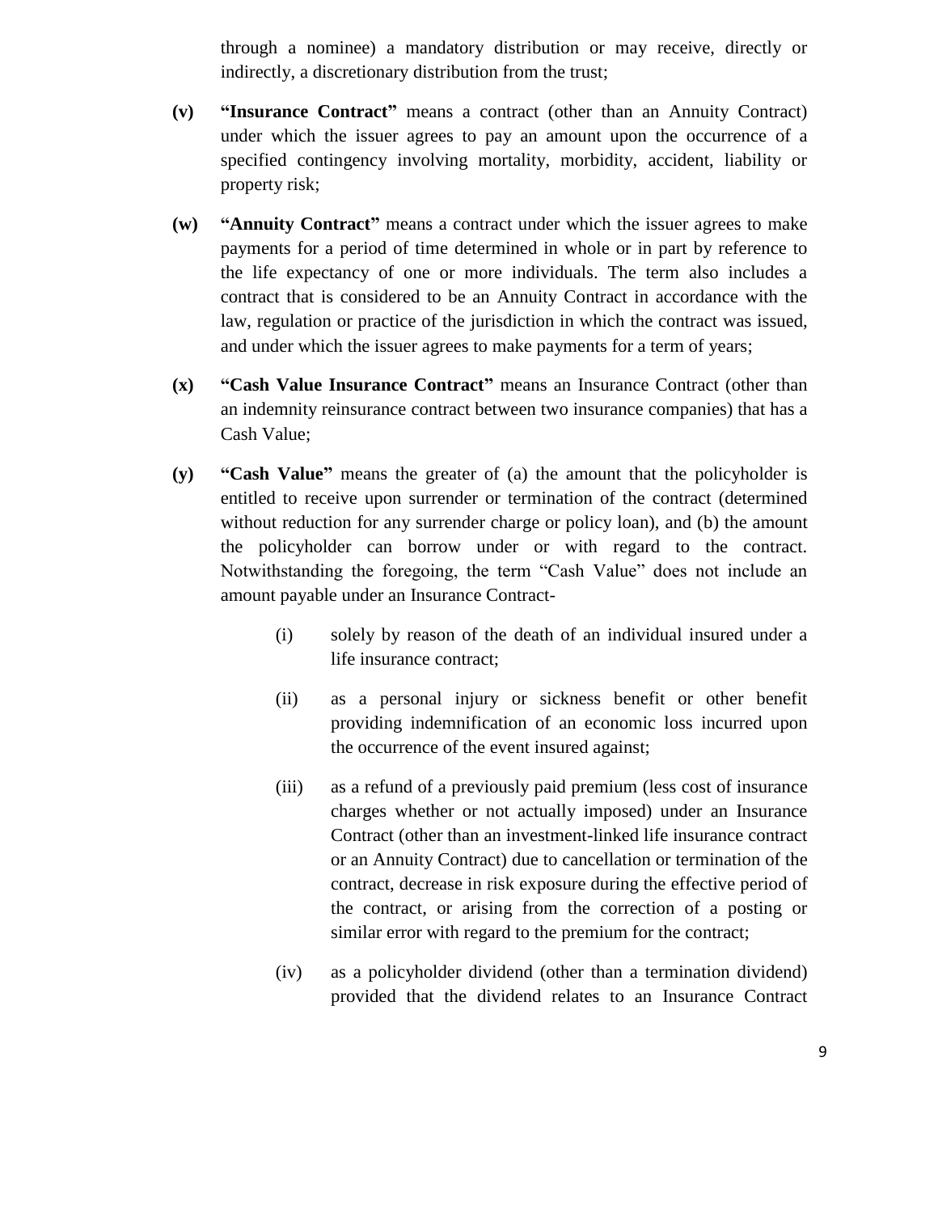through a nominee) a mandatory distribution or may receive, directly or indirectly, a discretionary distribution from the trust;

**(v)** **"Insurance Contract"** means a contract (other than an Annuity Contract) under which the issuer agrees to pay an amount upon the occurrence of a specified contingency involving mortality, morbidity, accident, liability or property risk;

**(w)** **"Annuity Contract"** means a contract under which the issuer agrees to make payments for a period of time determined in whole or in part by reference to the life expectancy of one or more individuals. The term also includes a contract that is considered to be an Annuity Contract in accordance with the law, regulation or practice of the jurisdiction in which the contract was issued, and under which the issuer agrees to make payments for a term of years;

**(x)** **"Cash Value Insurance Contract"** means an Insurance Contract (other than an indemnity reinsurance contract between two insurance companies) that has a Cash Value;

**(y)** **"Cash Value"** means the greater of (a) the amount that the policyholder is entitled to receive upon surrender or termination of the contract (determined without reduction for any surrender charge or policy loan), and (b) the amount the policyholder can borrow under or with regard to the contract. Notwithstanding the foregoing, the term "Cash Value" does not include an amount payable under an Insurance Contract-

(i) solely by reason of the death of an individual insured under a life insurance contract;

(ii) as a personal injury or sickness benefit or other benefit providing indemnification of an economic loss incurred upon the occurrence of the event insured against;

(iii) as a refund of a previously paid premium (less cost of insurance charges whether or not actually imposed) under an Insurance Contract (other than an investment-linked life insurance contract or an Annuity Contract) due to cancellation or termination of the contract, decrease in risk exposure during the effective period of the contract, or arising from the correction of a posting or similar error with regard to the premium for the contract;

(iv) as a policyholder dividend (other than a termination dividend) provided that the dividend relates to an Insurance Contract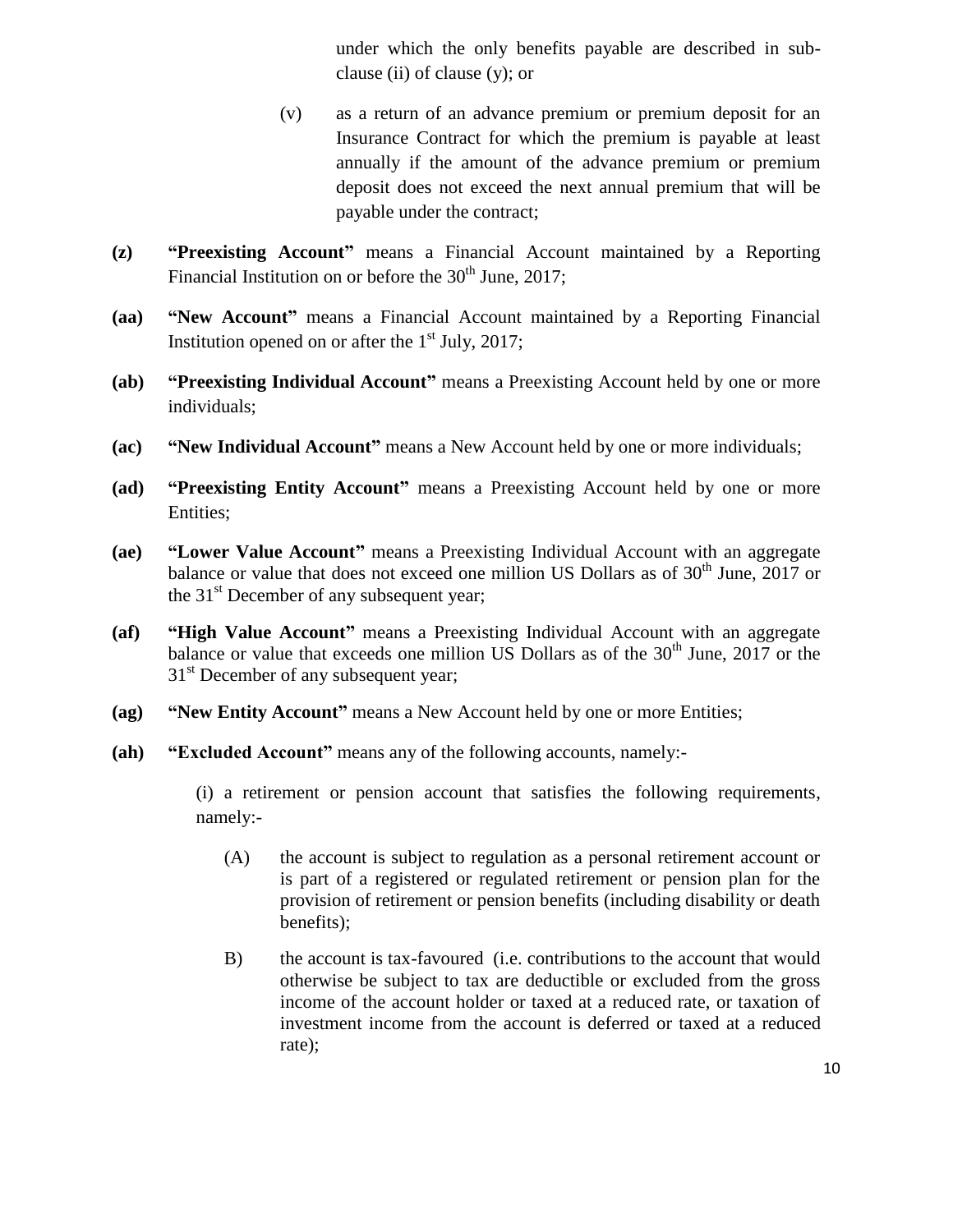under which the only benefits payable are described in sub-clause (ii) of clause (y); or

(v) as a return of an advance premium or premium deposit for an Insurance Contract for which the premium is payable at least annually if the amount of the advance premium or premium deposit does not exceed the next annual premium that will be payable under the contract;

**(z)** **"Preexisting Account"** means a Financial Account maintained by a Reporting Financial Institution on or before the 30th June, 2017;

**(aa)** **"New Account"** means a Financial Account maintained by a Reporting Financial Institution opened on or after the 1st July, 2017;

**(ab)** **"Preexisting Individual Account"** means a Preexisting Account held by one or more individuals;

**(ac)** **"New Individual Account"** means a New Account held by one or more individuals;

**(ad)** **"Preexisting Entity Account"** means a Preexisting Account held by one or more Entities;

**(ae)** **"Lower Value Account"** means a Preexisting Individual Account with an aggregate balance or value that does not exceed one million US Dollars as of 30th June, 2017 or the 31st December of any subsequent year;

**(af)** **"High Value Account"** means a Preexisting Individual Account with an aggregate balance or value that exceeds one million US Dollars as of the 30th June, 2017 or the 31st December of any subsequent year;

**(ag)** **"New Entity Account"** means a New Account held by one or more Entities;

**(ah)** **"Excluded Account"** means any of the following accounts, namely:-

(i) a retirement or pension account that satisfies the following requirements, namely:-

(A) the account is subject to regulation as a personal retirement account or is part of a registered or regulated retirement or pension plan for the provision of retirement or pension benefits (including disability or death benefits);

B) the account is tax-favoured (i.e. contributions to the account that would otherwise be subject to tax are deductible or excluded from the gross income of the account holder or taxed at a reduced rate, or taxation of investment income from the account is deferred or taxed at a reduced rate);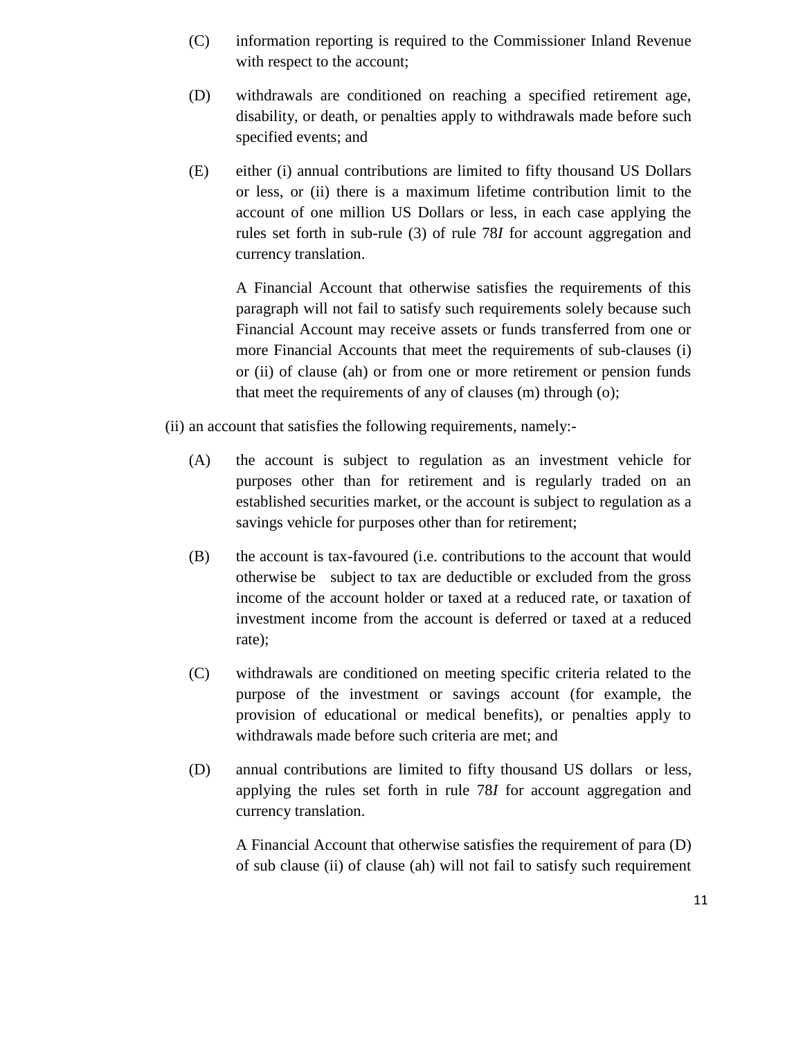(C) information reporting is required to the Commissioner Inland Revenue with respect to the account;

(D) withdrawals are conditioned on reaching a specified retirement age, disability, or death, or penalties apply to withdrawals made before such specified events; and

(E) either (i) annual contributions are limited to fifty thousand US Dollars or less, or (ii) there is a maximum lifetime contribution limit to the account of one million US Dollars or less, in each case applying the rules set forth in sub-rule (3) of rule 78*I* for account aggregation and currency translation.

A Financial Account that otherwise satisfies the requirements of this paragraph will not fail to satisfy such requirements solely because such Financial Account may receive assets or funds transferred from one or more Financial Accounts that meet the requirements of sub-clauses (i) or (ii) of clause (ah) or from one or more retirement or pension funds that meet the requirements of any of clauses (m) through (o);

(ii) an account that satisfies the following requirements, namely:-

(A) the account is subject to regulation as an investment vehicle for purposes other than for retirement and is regularly traded on an established securities market, or the account is subject to regulation as a savings vehicle for purposes other than for retirement;

(B) the account is tax-favoured (i.e. contributions to the account that would otherwise be subject to tax are deductible or excluded from the gross income of the account holder or taxed at a reduced rate, or taxation of investment income from the account is deferred or taxed at a reduced rate);

(C) withdrawals are conditioned on meeting specific criteria related to the purpose of the investment or savings account (for example, the provision of educational or medical benefits), or penalties apply to withdrawals made before such criteria are met; and

(D) annual contributions are limited to fifty thousand US dollars or less, applying the rules set forth in rule 78*I* for account aggregation and currency translation.

A Financial Account that otherwise satisfies the requirement of para (D) of sub clause (ii) of clause (ah) will not fail to satisfy such requirement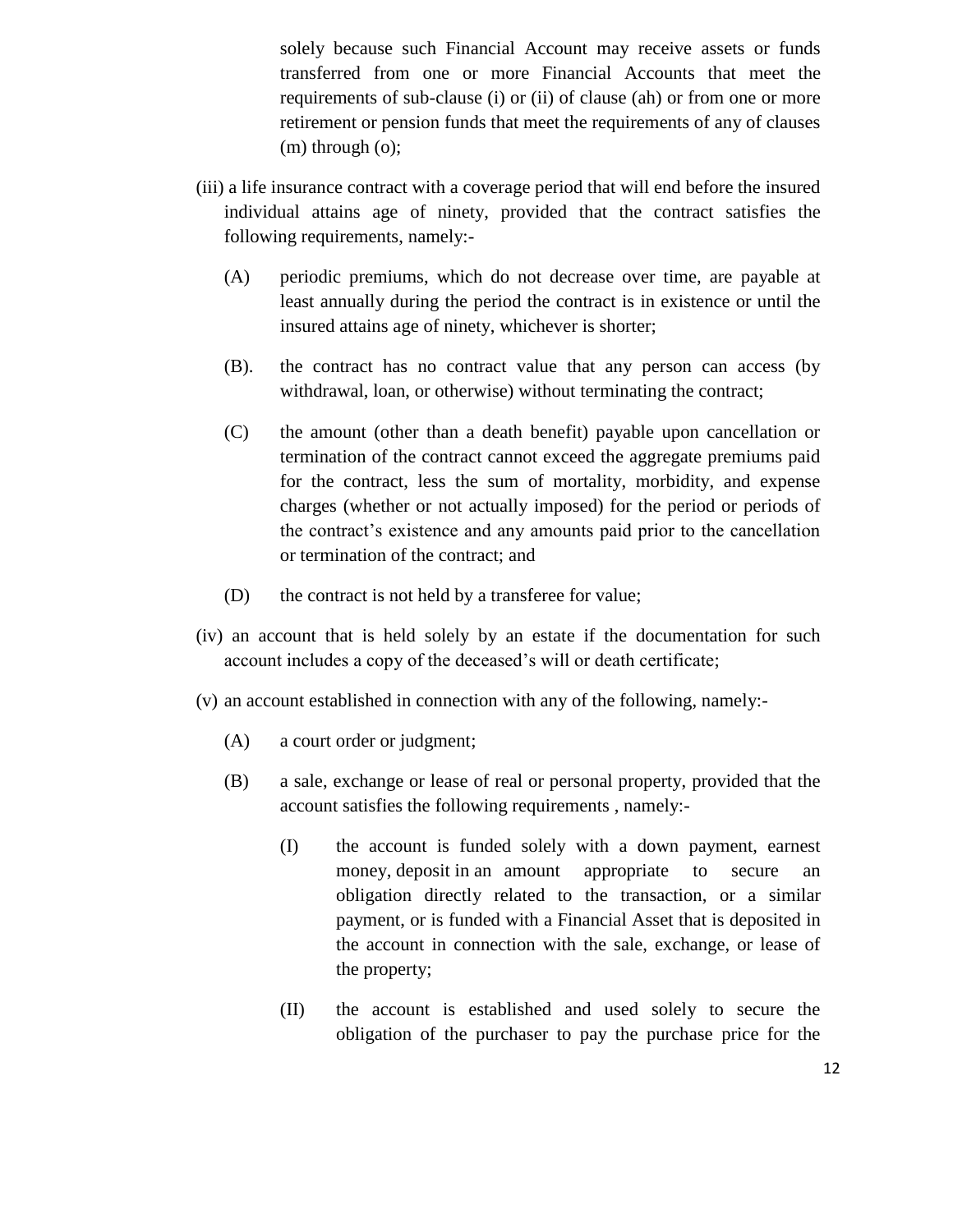solely because such Financial Account may receive assets or funds transferred from one or more Financial Accounts that meet the requirements of sub-clause (i) or (ii) of clause (ah) or from one or more retirement or pension funds that meet the requirements of any of clauses (m) through (o);

(iii) a life insurance contract with a coverage period that will end before the insured individual attains age of ninety, provided that the contract satisfies the following requirements, namely:-

(A) periodic premiums, which do not decrease over time, are payable at least annually during the period the contract is in existence or until the insured attains age of ninety, whichever is shorter;

(B). the contract has no contract value that any person can access (by withdrawal, loan, or otherwise) without terminating the contract;

(C) the amount (other than a death benefit) payable upon cancellation or termination of the contract cannot exceed the aggregate premiums paid for the contract, less the sum of mortality, morbidity, and expense charges (whether or not actually imposed) for the period or periods of the contract's existence and any amounts paid prior to the cancellation or termination of the contract; and

(D) the contract is not held by a transferee for value;

(iv) an account that is held solely by an estate if the documentation for such account includes a copy of the deceased's will or death certificate;

(v) an account established in connection with any of the following, namely:-

(A) a court order or judgment;

(B) a sale, exchange or lease of real or personal property, provided that the account satisfies the following requirements , namely:-

(I) the account is funded solely with a down payment, earnest money, deposit in an amount appropriate to secure an obligation directly related to the transaction, or a similar payment, or is funded with a Financial Asset that is deposited in the account in connection with the sale, exchange, or lease of the property;

(II) the account is established and used solely to secure the obligation of the purchaser to pay the purchase price for the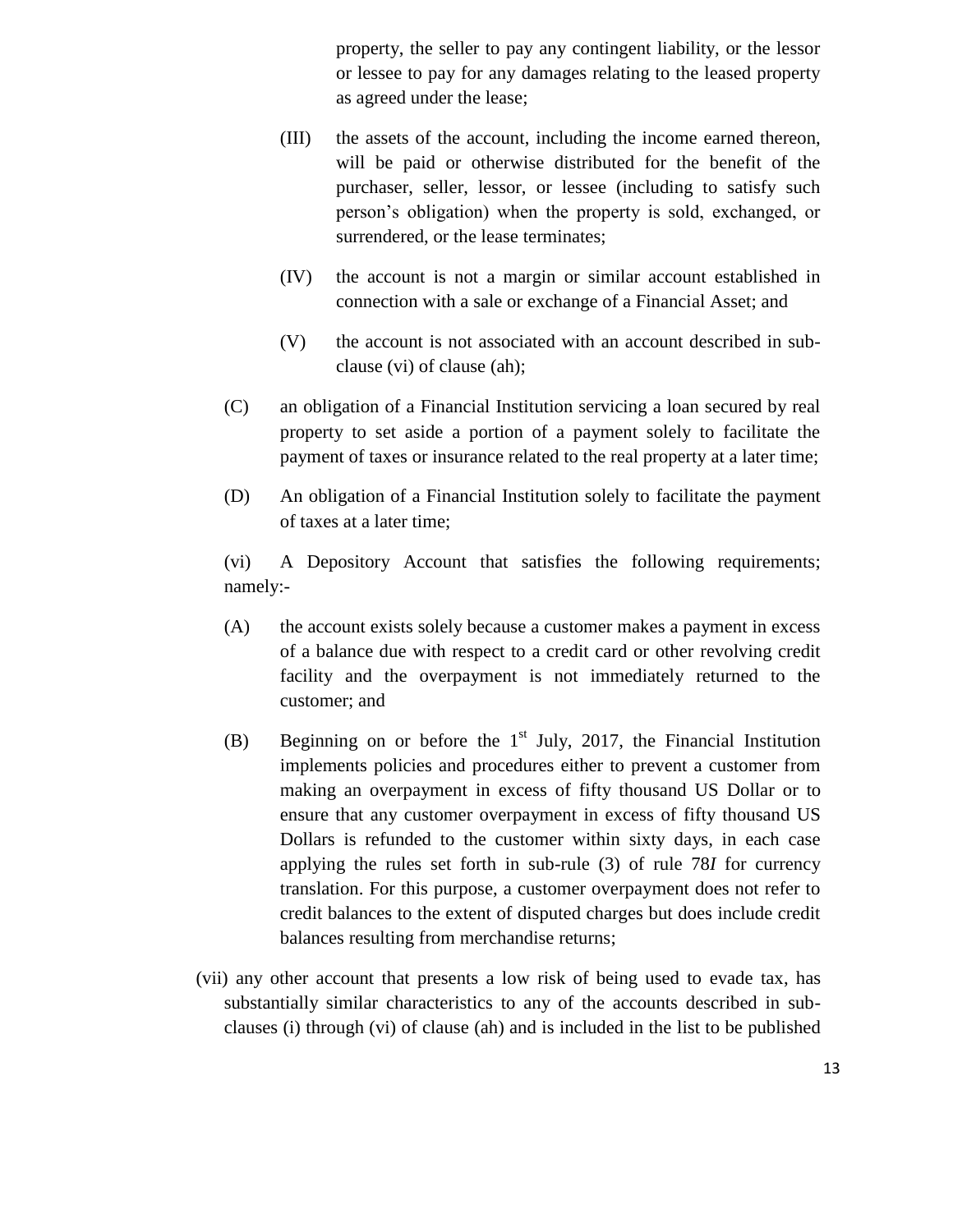property, the seller to pay any contingent liability, or the lessor or lessee to pay for any damages relating to the leased property as agreed under the lease;

(III) the assets of the account, including the income earned thereon, will be paid or otherwise distributed for the benefit of the purchaser, seller, lessor, or lessee (including to satisfy such person's obligation) when the property is sold, exchanged, or surrendered, or the lease terminates;

(IV) the account is not a margin or similar account established in connection with a sale or exchange of a Financial Asset; and

(V) the account is not associated with an account described in sub-clause (vi) of clause (ah);

(C) an obligation of a Financial Institution servicing a loan secured by real property to set aside a portion of a payment solely to facilitate the payment of taxes or insurance related to the real property at a later time;

(D) An obligation of a Financial Institution solely to facilitate the payment of taxes at a later time;

(vi) A Depository Account that satisfies the following requirements; namely:-

(A) the account exists solely because a customer makes a payment in excess of a balance due with respect to a credit card or other revolving credit facility and the overpayment is not immediately returned to the customer; and

(B) Beginning on or before the 1st July, 2017, the Financial Institution implements policies and procedures either to prevent a customer from making an overpayment in excess of fifty thousand US Dollar or to ensure that any customer overpayment in excess of fifty thousand US Dollars is refunded to the customer within sixty days, in each case applying the rules set forth in sub-rule (3) of rule 78*I* for currency translation. For this purpose, a customer overpayment does not refer to credit balances to the extent of disputed charges but does include credit balances resulting from merchandise returns;

(vii) any other account that presents a low risk of being used to evade tax, has substantially similar characteristics to any of the accounts described in sub-clauses (i) through (vi) of clause (ah) and is included in the list to be published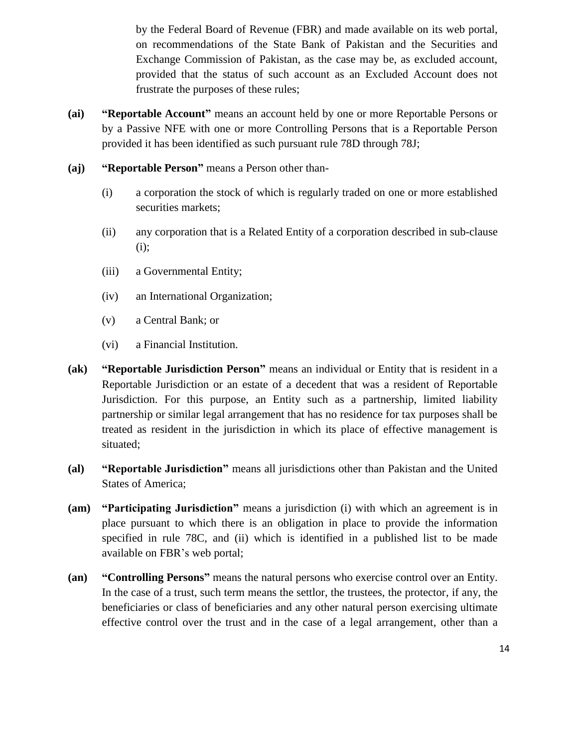by the Federal Board of Revenue (FBR) and made available on its web portal, on recommendations of the State Bank of Pakistan and the Securities and Exchange Commission of Pakistan, as the case may be, as excluded account, provided that the status of such account as an Excluded Account does not frustrate the purposes of these rules;

**(ai)** **"Reportable Account"** means an account held by one or more Reportable Persons or by a Passive NFE with one or more Controlling Persons that is a Reportable Person provided it has been identified as such pursuant rule 78D through 78J;

**(aj)** **"Reportable Person"** means a Person other than-

(i) a corporation the stock of which is regularly traded on one or more established securities markets;

(ii) any corporation that is a Related Entity of a corporation described in sub-clause (i);

(iii) a Governmental Entity;

(iv) an International Organization;

(v) a Central Bank; or

(vi) a Financial Institution.

**(ak)** **"Reportable Jurisdiction Person"** means an individual or Entity that is resident in a Reportable Jurisdiction or an estate of a decedent that was a resident of Reportable Jurisdiction. For this purpose, an Entity such as a partnership, limited liability partnership or similar legal arrangement that has no residence for tax purposes shall be treated as resident in the jurisdiction in which its place of effective management is situated;

**(al)** **"Reportable Jurisdiction"** means all jurisdictions other than Pakistan and the United States of America;

**(am)** **"Participating Jurisdiction"** means a jurisdiction (i) with which an agreement is in place pursuant to which there is an obligation in place to provide the information specified in rule 78C, and (ii) which is identified in a published list to be made available on FBR's web portal;

**(an)** **"Controlling Persons"** means the natural persons who exercise control over an Entity. In the case of a trust, such term means the settlor, the trustees, the protector, if any, the beneficiaries or class of beneficiaries and any other natural person exercising ultimate effective control over the trust and in the case of a legal arrangement, other than a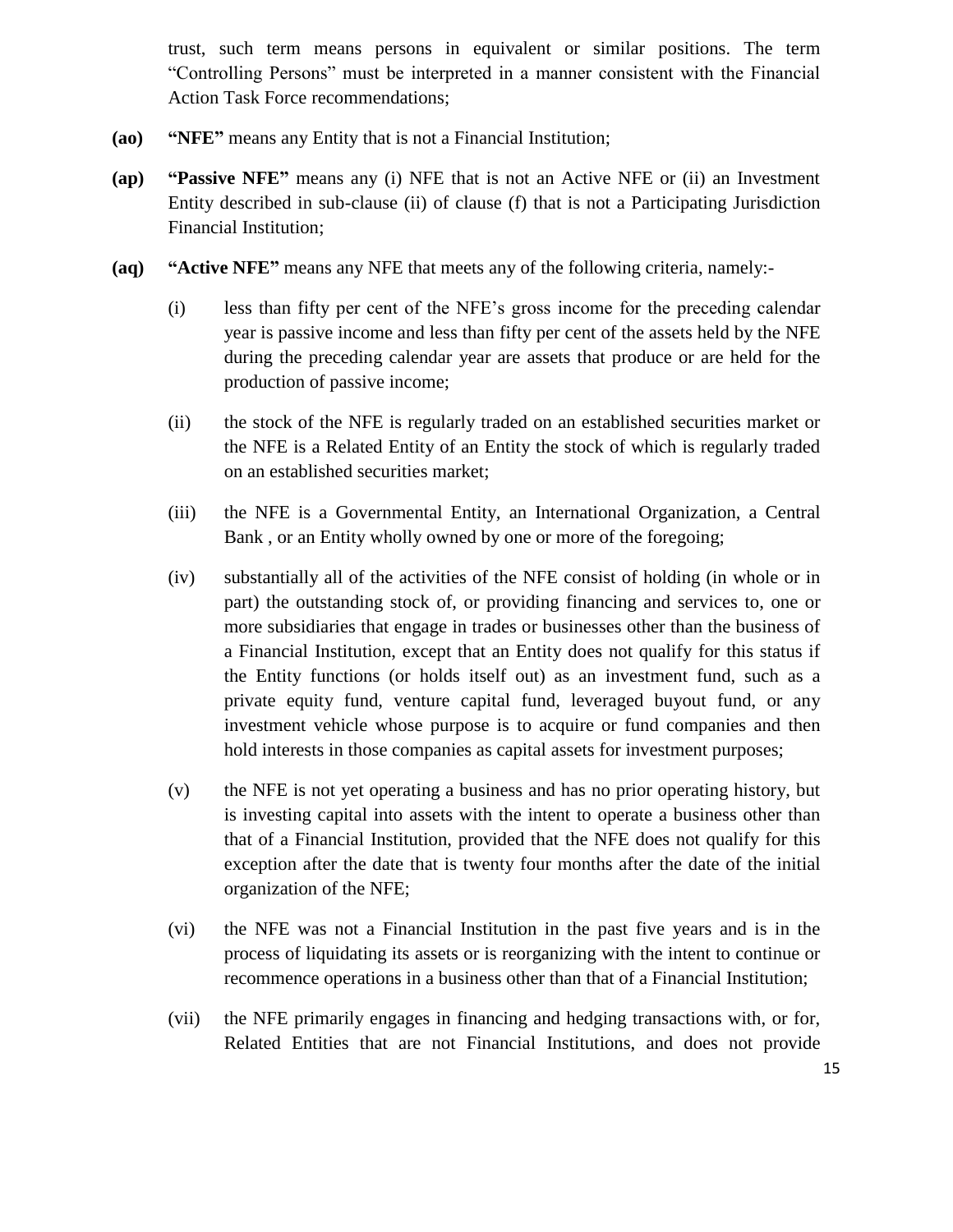trust, such term means persons in equivalent or similar positions. The term "Controlling Persons" must be interpreted in a manner consistent with the Financial Action Task Force recommendations;

**(ao)** **"NFE"** means any Entity that is not a Financial Institution;

**(ap)** **"Passive NFE"** means any (i) NFE that is not an Active NFE or (ii) an Investment Entity described in sub-clause (ii) of clause (f) that is not a Participating Jurisdiction Financial Institution;

**(aq)** **"Active NFE"** means any NFE that meets any of the following criteria, namely:-

(i) less than fifty per cent of the NFE's gross income for the preceding calendar year is passive income and less than fifty per cent of the assets held by the NFE during the preceding calendar year are assets that produce or are held for the production of passive income;

(ii) the stock of the NFE is regularly traded on an established securities market or the NFE is a Related Entity of an Entity the stock of which is regularly traded on an established securities market;

(iii) the NFE is a Governmental Entity, an International Organization, a Central Bank , or an Entity wholly owned by one or more of the foregoing;

(iv) substantially all of the activities of the NFE consist of holding (in whole or in part) the outstanding stock of, or providing financing and services to, one or more subsidiaries that engage in trades or businesses other than the business of a Financial Institution, except that an Entity does not qualify for this status if the Entity functions (or holds itself out) as an investment fund, such as a private equity fund, venture capital fund, leveraged buyout fund, or any investment vehicle whose purpose is to acquire or fund companies and then hold interests in those companies as capital assets for investment purposes;

(v) the NFE is not yet operating a business and has no prior operating history, but is investing capital into assets with the intent to operate a business other than that of a Financial Institution, provided that the NFE does not qualify for this exception after the date that is twenty four months after the date of the initial organization of the NFE;

(vi) the NFE was not a Financial Institution in the past five years and is in the process of liquidating its assets or is reorganizing with the intent to continue or recommence operations in a business other than that of a Financial Institution;

(vii) the NFE primarily engages in financing and hedging transactions with, or for, Related Entities that are not Financial Institutions, and does not provide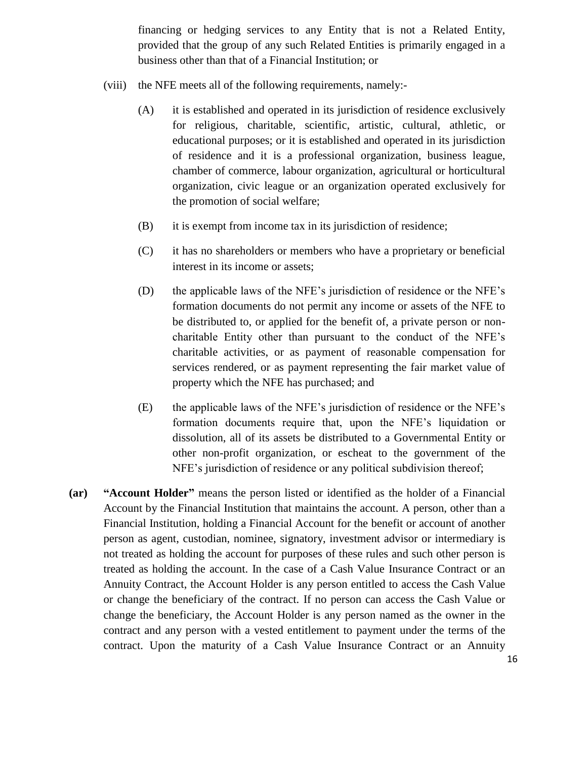financing or hedging services to any Entity that is not a Related Entity, provided that the group of any such Related Entities is primarily engaged in a business other than that of a Financial Institution; or

(viii) the NFE meets all of the following requirements, namely:-

(A) it is established and operated in its jurisdiction of residence exclusively for religious, charitable, scientific, artistic, cultural, athletic, or educational purposes; or it is established and operated in its jurisdiction of residence and it is a professional organization, business league, chamber of commerce, labour organization, agricultural or horticultural organization, civic league or an organization operated exclusively for the promotion of social welfare;

(B) it is exempt from income tax in its jurisdiction of residence;

(C) it has no shareholders or members who have a proprietary or beneficial interest in its income or assets;

(D) the applicable laws of the NFE's jurisdiction of residence or the NFE's formation documents do not permit any income or assets of the NFE to be distributed to, or applied for the benefit of, a private person or non-charitable Entity other than pursuant to the conduct of the NFE's charitable activities, or as payment of reasonable compensation for services rendered, or as payment representing the fair market value of property which the NFE has purchased; and

(E) the applicable laws of the NFE's jurisdiction of residence or the NFE's formation documents require that, upon the NFE's liquidation or dissolution, all of its assets be distributed to a Governmental Entity or other non-profit organization, or escheat to the government of the NFE's jurisdiction of residence or any political subdivision thereof;

**(ar) "Account Holder"** means the person listed or identified as the holder of a Financial Account by the Financial Institution that maintains the account. A person, other than a Financial Institution, holding a Financial Account for the benefit or account of another person as agent, custodian, nominee, signatory, investment advisor or intermediary is not treated as holding the account for purposes of these rules and such other person is treated as holding the account. In the case of a Cash Value Insurance Contract or an Annuity Contract, the Account Holder is any person entitled to access the Cash Value or change the beneficiary of the contract. If no person can access the Cash Value or change the beneficiary, the Account Holder is any person named as the owner in the contract and any person with a vested entitlement to payment under the terms of the contract. Upon the maturity of a Cash Value Insurance Contract or an Annuity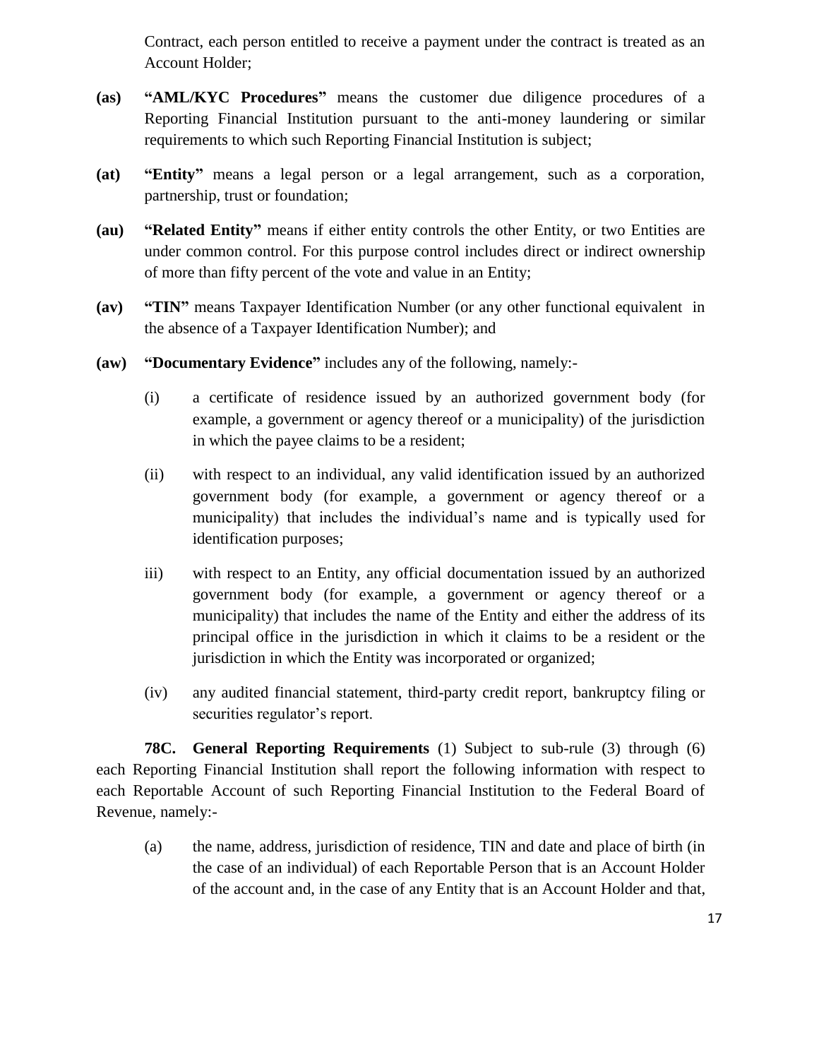Contract, each person entitled to receive a payment under the contract is treated as an Account Holder;

**(as)** **"AML/KYC Procedures"** means the customer due diligence procedures of a Reporting Financial Institution pursuant to the anti-money laundering or similar requirements to which such Reporting Financial Institution is subject;

**(at)** **"Entity"** means a legal person or a legal arrangement, such as a corporation, partnership, trust or foundation;

**(au)** **"Related Entity"** means if either entity controls the other Entity, or two Entities are under common control. For this purpose control includes direct or indirect ownership of more than fifty percent of the vote and value in an Entity;

**(av)** **"TIN"** means Taxpayer Identification Number (or any other functional equivalent in the absence of a Taxpayer Identification Number); and

**(aw)** **"Documentary Evidence"** includes any of the following, namely:-

(i) a certificate of residence issued by an authorized government body (for example, a government or agency thereof or a municipality) of the jurisdiction in which the payee claims to be a resident;

(ii) with respect to an individual, any valid identification issued by an authorized government body (for example, a government or agency thereof or a municipality) that includes the individual's name and is typically used for identification purposes;

iii) with respect to an Entity, any official documentation issued by an authorized government body (for example, a government or agency thereof or a municipality) that includes the name of the Entity and either the address of its principal office in the jurisdiction in which it claims to be a resident or the jurisdiction in which the Entity was incorporated or organized;

(iv) any audited financial statement, third-party credit report, bankruptcy filing or securities regulator's report.

**78C. General Reporting Requirements** (1) Subject to sub-rule (3) through (6) each Reporting Financial Institution shall report the following information with respect to each Reportable Account of such Reporting Financial Institution to the Federal Board of Revenue, namely:-

(a) the name, address, jurisdiction of residence, TIN and date and place of birth (in the case of an individual) of each Reportable Person that is an Account Holder of the account and, in the case of any Entity that is an Account Holder and that,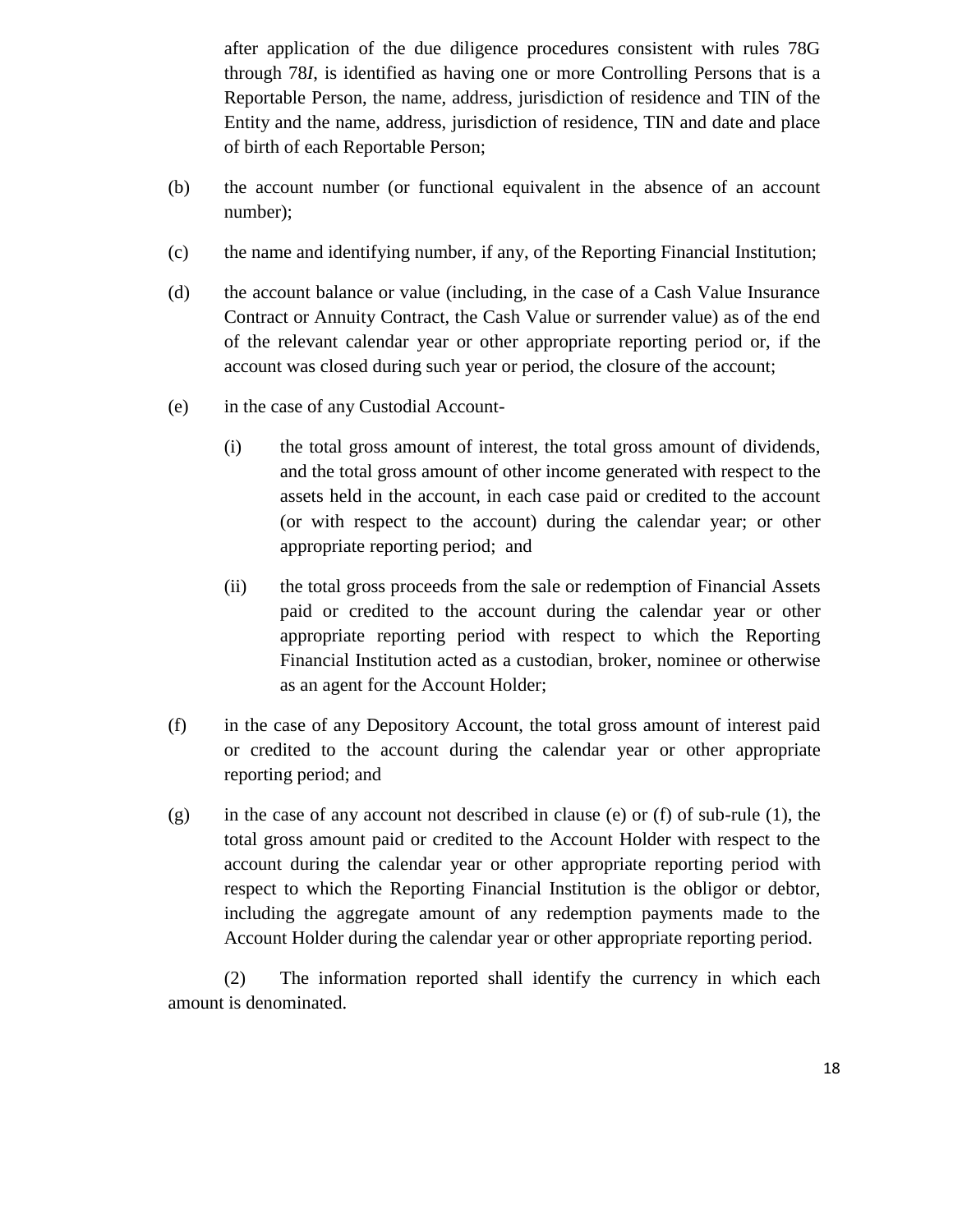after application of the due diligence procedures consistent with rules 78G through 78*I*, is identified as having one or more Controlling Persons that is a Reportable Person, the name, address, jurisdiction of residence and TIN of the Entity and the name, address, jurisdiction of residence, TIN and date and place of birth of each Reportable Person;

(b) the account number (or functional equivalent in the absence of an account number);

(c) the name and identifying number, if any, of the Reporting Financial Institution;

(d) the account balance or value (including, in the case of a Cash Value Insurance Contract or Annuity Contract, the Cash Value or surrender value) as of the end of the relevant calendar year or other appropriate reporting period or, if the account was closed during such year or period, the closure of the account;

(e) in the case of any Custodial Account-

(i) the total gross amount of interest, the total gross amount of dividends, and the total gross amount of other income generated with respect to the assets held in the account, in each case paid or credited to the account (or with respect to the account) during the calendar year; or other appropriate reporting period; and

(ii) the total gross proceeds from the sale or redemption of Financial Assets paid or credited to the account during the calendar year or other appropriate reporting period with respect to which the Reporting Financial Institution acted as a custodian, broker, nominee or otherwise as an agent for the Account Holder;

(f) in the case of any Depository Account, the total gross amount of interest paid or credited to the account during the calendar year or other appropriate reporting period; and

(g) in the case of any account not described in clause (e) or (f) of sub-rule (1), the total gross amount paid or credited to the Account Holder with respect to the account during the calendar year or other appropriate reporting period with respect to which the Reporting Financial Institution is the obligor or debtor, including the aggregate amount of any redemption payments made to the Account Holder during the calendar year or other appropriate reporting period.

(2) The information reported shall identify the currency in which each amount is denominated.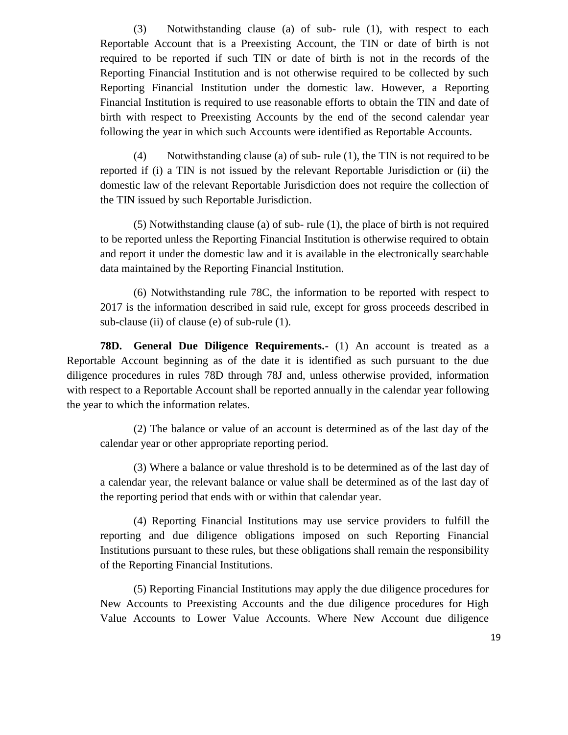(3) Notwithstanding clause (a) of sub- rule (1), with respect to each Reportable Account that is a Preexisting Account, the TIN or date of birth is not required to be reported if such TIN or date of birth is not in the records of the Reporting Financial Institution and is not otherwise required to be collected by such Reporting Financial Institution under the domestic law. However, a Reporting Financial Institution is required to use reasonable efforts to obtain the TIN and date of birth with respect to Preexisting Accounts by the end of the second calendar year following the year in which such Accounts were identified as Reportable Accounts.

(4) Notwithstanding clause (a) of sub- rule (1), the TIN is not required to be reported if (i) a TIN is not issued by the relevant Reportable Jurisdiction or (ii) the domestic law of the relevant Reportable Jurisdiction does not require the collection of the TIN issued by such Reportable Jurisdiction.

(5) Notwithstanding clause (a) of sub- rule (1), the place of birth is not required to be reported unless the Reporting Financial Institution is otherwise required to obtain and report it under the domestic law and it is available in the electronically searchable data maintained by the Reporting Financial Institution.

(6) Notwithstanding rule 78C, the information to be reported with respect to 2017 is the information described in said rule, except for gross proceeds described in sub-clause (ii) of clause (e) of sub-rule (1).

**78D. General Due Diligence Requirements.-** (1) An account is treated as a Reportable Account beginning as of the date it is identified as such pursuant to the due diligence procedures in rules 78D through 78J and, unless otherwise provided, information with respect to a Reportable Account shall be reported annually in the calendar year following the year to which the information relates.

(2) The balance or value of an account is determined as of the last day of the calendar year or other appropriate reporting period.

(3) Where a balance or value threshold is to be determined as of the last day of a calendar year, the relevant balance or value shall be determined as of the last day of the reporting period that ends with or within that calendar year.

(4) Reporting Financial Institutions may use service providers to fulfill the reporting and due diligence obligations imposed on such Reporting Financial Institutions pursuant to these rules, but these obligations shall remain the responsibility of the Reporting Financial Institutions.

(5) Reporting Financial Institutions may apply the due diligence procedures for New Accounts to Preexisting Accounts and the due diligence procedures for High Value Accounts to Lower Value Accounts. Where New Account due diligence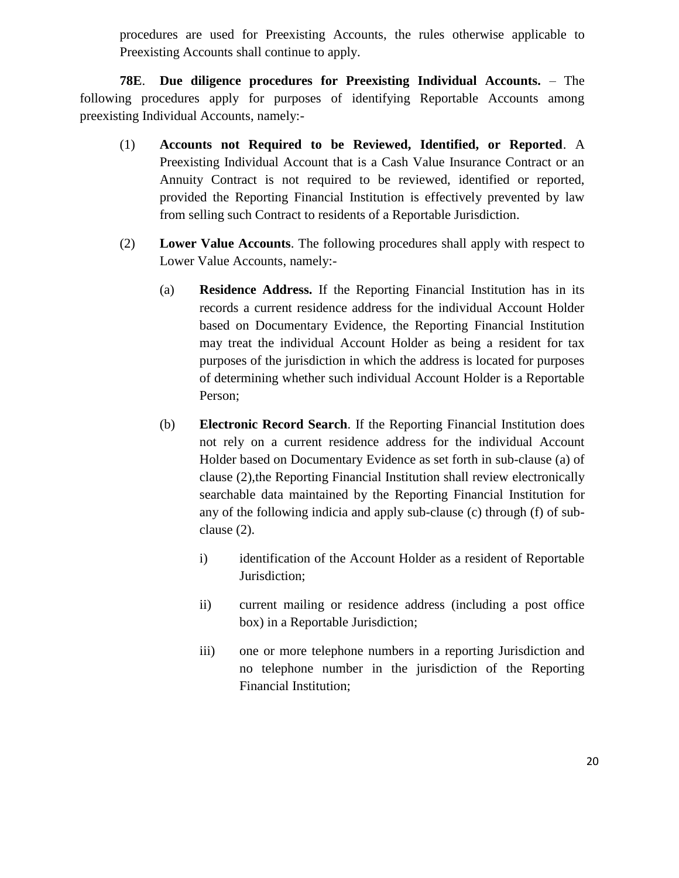procedures are used for Preexisting Accounts, the rules otherwise applicable to Preexisting Accounts shall continue to apply.

**78E**. **Due diligence procedures for Preexisting Individual Accounts.** – The following procedures apply for purposes of identifying Reportable Accounts among preexisting Individual Accounts, namely:-

(1) **Accounts not Required to be Reviewed, Identified, or Reported**. A Preexisting Individual Account that is a Cash Value Insurance Contract or an Annuity Contract is not required to be reviewed, identified or reported, provided the Reporting Financial Institution is effectively prevented by law from selling such Contract to residents of a Reportable Jurisdiction.

(2) **Lower Value Accounts**. The following procedures shall apply with respect to Lower Value Accounts, namely:-

(a) **Residence Address.** If the Reporting Financial Institution has in its records a current residence address for the individual Account Holder based on Documentary Evidence, the Reporting Financial Institution may treat the individual Account Holder as being a resident for tax purposes of the jurisdiction in which the address is located for purposes of determining whether such individual Account Holder is a Reportable Person;

(b) **Electronic Record Search**. If the Reporting Financial Institution does not rely on a current residence address for the individual Account Holder based on Documentary Evidence as set forth in sub-clause (a) of clause (2),the Reporting Financial Institution shall review electronically searchable data maintained by the Reporting Financial Institution for any of the following indicia and apply sub-clause (c) through (f) of sub-clause (2).

i) identification of the Account Holder as a resident of Reportable Jurisdiction;

ii) current mailing or residence address (including a post office box) in a Reportable Jurisdiction;

iii) one or more telephone numbers in a reporting Jurisdiction and no telephone number in the jurisdiction of the Reporting Financial Institution;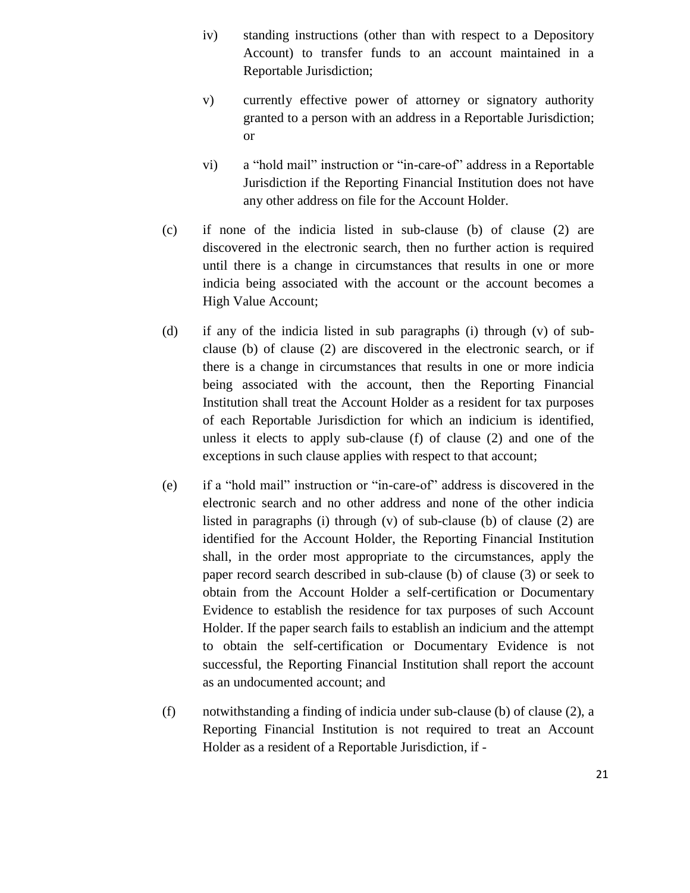iv) standing instructions (other than with respect to a Depository Account) to transfer funds to an account maintained in a Reportable Jurisdiction;

v) currently effective power of attorney or signatory authority granted to a person with an address in a Reportable Jurisdiction; or

vi) a "hold mail" instruction or "in-care-of" address in a Reportable Jurisdiction if the Reporting Financial Institution does not have any other address on file for the Account Holder.

(c) if none of the indicia listed in sub-clause (b) of clause (2) are discovered in the electronic search, then no further action is required until there is a change in circumstances that results in one or more indicia being associated with the account or the account becomes a High Value Account;

(d) if any of the indicia listed in sub paragraphs (i) through (v) of sub-clause (b) of clause (2) are discovered in the electronic search, or if there is a change in circumstances that results in one or more indicia being associated with the account, then the Reporting Financial Institution shall treat the Account Holder as a resident for tax purposes of each Reportable Jurisdiction for which an indicium is identified, unless it elects to apply sub-clause (f) of clause (2) and one of the exceptions in such clause applies with respect to that account;

(e) if a "hold mail" instruction or "in-care-of" address is discovered in the electronic search and no other address and none of the other indicia listed in paragraphs (i) through (v) of sub-clause (b) of clause (2) are identified for the Account Holder, the Reporting Financial Institution shall, in the order most appropriate to the circumstances, apply the paper record search described in sub-clause (b) of clause (3) or seek to obtain from the Account Holder a self-certification or Documentary Evidence to establish the residence for tax purposes of such Account Holder. If the paper search fails to establish an indicium and the attempt to obtain the self-certification or Documentary Evidence is not successful, the Reporting Financial Institution shall report the account as an undocumented account; and

(f) notwithstanding a finding of indicia under sub-clause (b) of clause (2), a Reporting Financial Institution is not required to treat an Account Holder as a resident of a Reportable Jurisdiction, if -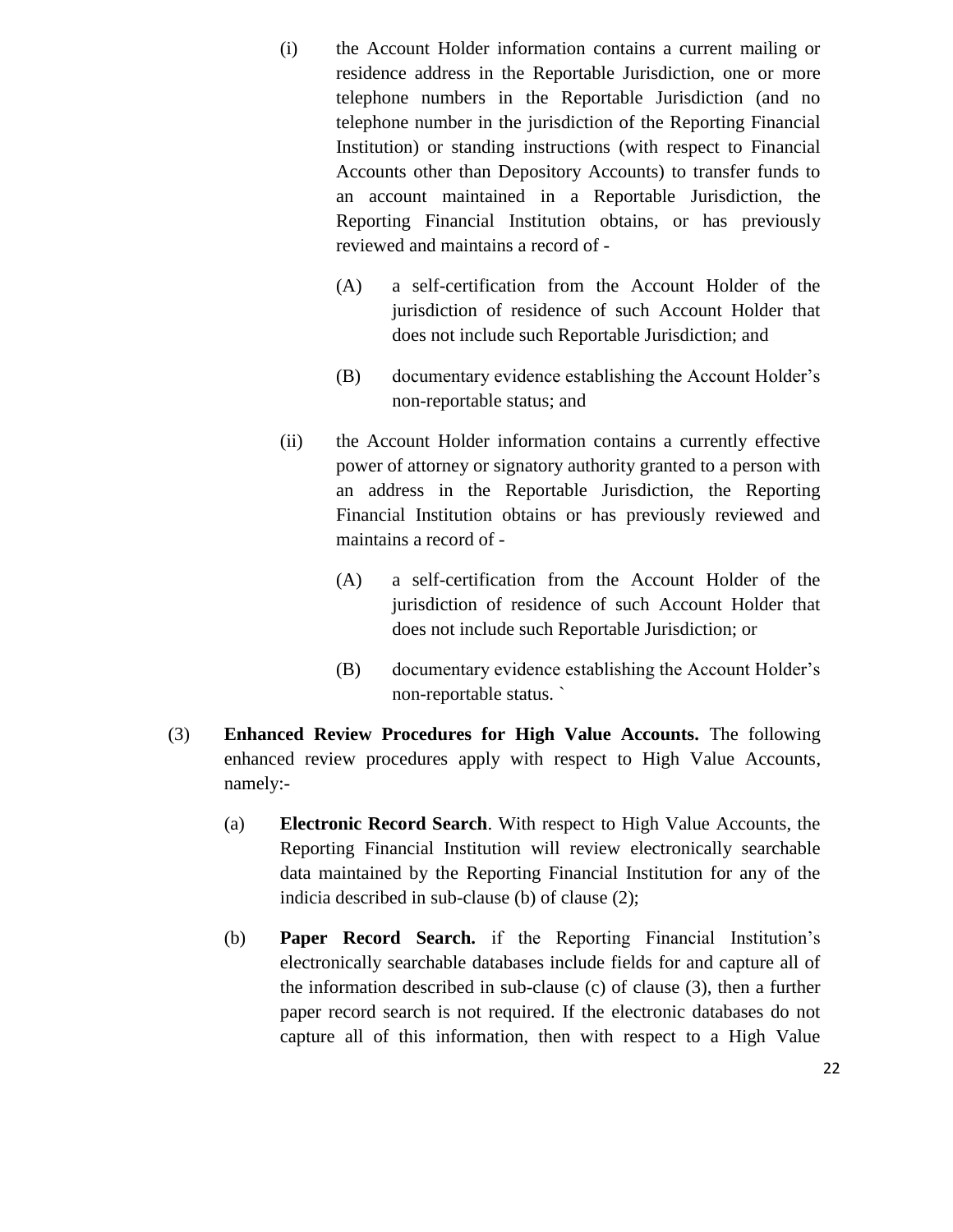(i) the Account Holder information contains a current mailing or residence address in the Reportable Jurisdiction, one or more telephone numbers in the Reportable Jurisdiction (and no telephone number in the jurisdiction of the Reporting Financial Institution) or standing instructions (with respect to Financial Accounts other than Depository Accounts) to transfer funds to an account maintained in a Reportable Jurisdiction, the Reporting Financial Institution obtains, or has previously reviewed and maintains a record of -

(A) a self-certification from the Account Holder of the jurisdiction of residence of such Account Holder that does not include such Reportable Jurisdiction; and

(B) documentary evidence establishing the Account Holder's non-reportable status; and

(ii) the Account Holder information contains a currently effective power of attorney or signatory authority granted to a person with an address in the Reportable Jurisdiction, the Reporting Financial Institution obtains or has previously reviewed and maintains a record of -

(A) a self-certification from the Account Holder of the jurisdiction of residence of such Account Holder that does not include such Reportable Jurisdiction; or

(B) documentary evidence establishing the Account Holder's non-reportable status. `

(3) **Enhanced Review Procedures for High Value Accounts.** The following enhanced review procedures apply with respect to High Value Accounts, namely:-

(a) **Electronic Record Search**. With respect to High Value Accounts, the Reporting Financial Institution will review electronically searchable data maintained by the Reporting Financial Institution for any of the indicia described in sub-clause (b) of clause (2);

(b) **Paper Record Search.** if the Reporting Financial Institution's electronically searchable databases include fields for and capture all of the information described in sub-clause (c) of clause (3), then a further paper record search is not required. If the electronic databases do not capture all of this information, then with respect to a High Value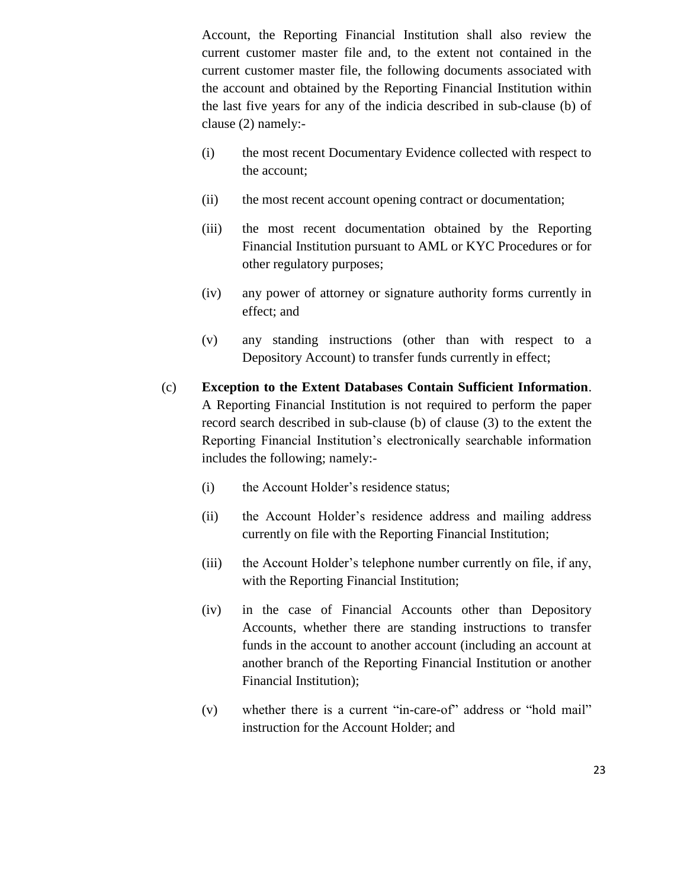Account, the Reporting Financial Institution shall also review the current customer master file and, to the extent not contained in the current customer master file, the following documents associated with the account and obtained by the Reporting Financial Institution within the last five years for any of the indicia described in sub-clause (b) of clause (2) namely:-

(i) the most recent Documentary Evidence collected with respect to the account;

(ii) the most recent account opening contract or documentation;

(iii) the most recent documentation obtained by the Reporting Financial Institution pursuant to AML or KYC Procedures or for other regulatory purposes;

(iv) any power of attorney or signature authority forms currently in effect; and

(v) any standing instructions (other than with respect to a Depository Account) to transfer funds currently in effect;

(c) **Exception to the Extent Databases Contain Sufficient Information**. A Reporting Financial Institution is not required to perform the paper record search described in sub-clause (b) of clause (3) to the extent the Reporting Financial Institution's electronically searchable information includes the following; namely:-

(i) the Account Holder's residence status;

(ii) the Account Holder's residence address and mailing address currently on file with the Reporting Financial Institution;

(iii) the Account Holder's telephone number currently on file, if any, with the Reporting Financial Institution;

(iv) in the case of Financial Accounts other than Depository Accounts, whether there are standing instructions to transfer funds in the account to another account (including an account at another branch of the Reporting Financial Institution or another Financial Institution);

(v) whether there is a current "in-care-of" address or "hold mail" instruction for the Account Holder; and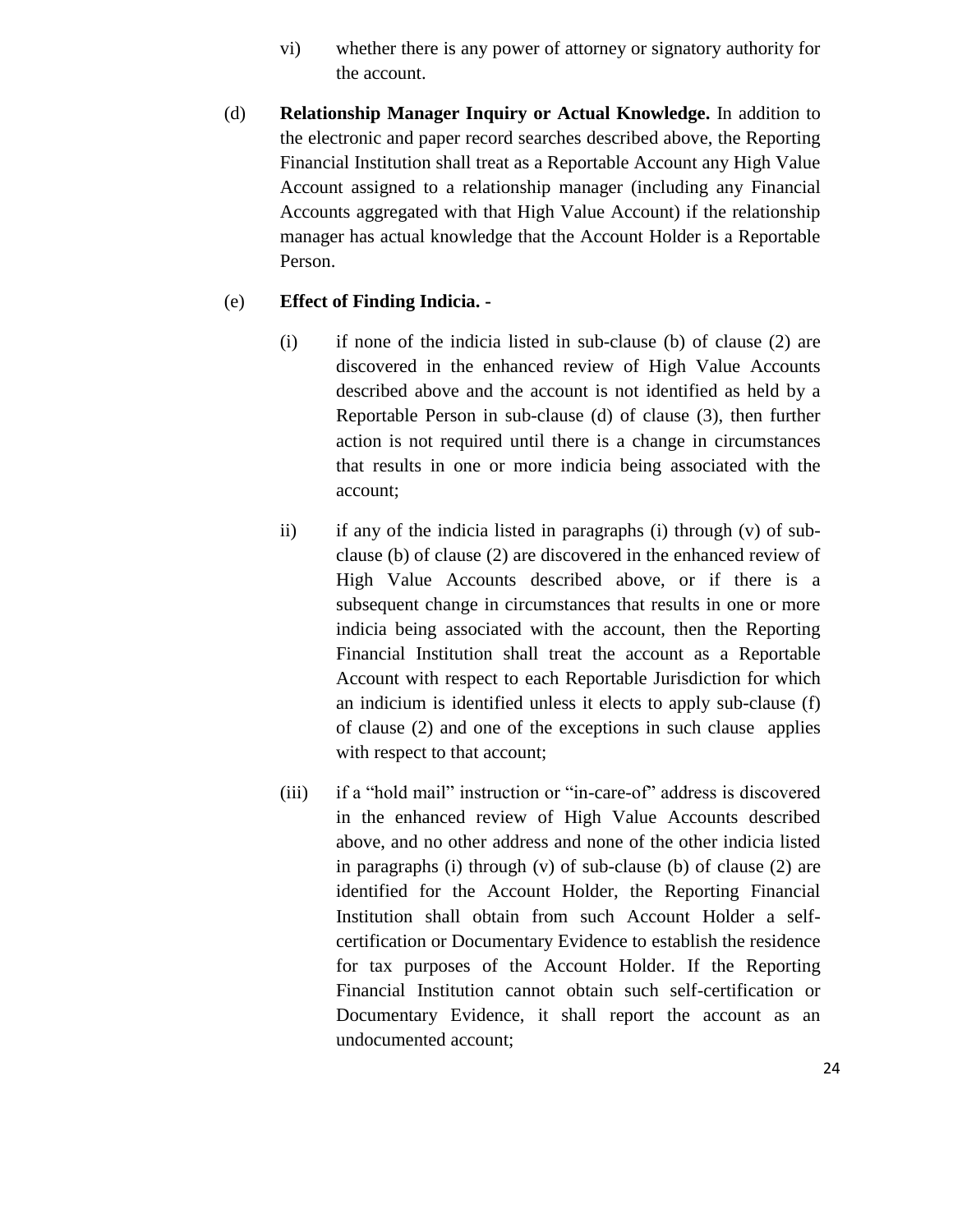vi) whether there is any power of attorney or signatory authority for the account.

(d) **Relationship Manager Inquiry or Actual Knowledge.** In addition to the electronic and paper record searches described above, the Reporting Financial Institution shall treat as a Reportable Account any High Value Account assigned to a relationship manager (including any Financial Accounts aggregated with that High Value Account) if the relationship manager has actual knowledge that the Account Holder is a Reportable Person.

(e) **Effect of Finding Indicia. -**

(i) if none of the indicia listed in sub-clause (b) of clause (2) are discovered in the enhanced review of High Value Accounts described above and the account is not identified as held by a Reportable Person in sub-clause (d) of clause (3), then further action is not required until there is a change in circumstances that results in one or more indicia being associated with the account;

ii) if any of the indicia listed in paragraphs (i) through (v) of sub-clause (b) of clause (2) are discovered in the enhanced review of High Value Accounts described above, or if there is a subsequent change in circumstances that results in one or more indicia being associated with the account, then the Reporting Financial Institution shall treat the account as a Reportable Account with respect to each Reportable Jurisdiction for which an indicium is identified unless it elects to apply sub-clause (f) of clause (2) and one of the exceptions in such clause applies with respect to that account;

(iii) if a "hold mail" instruction or "in-care-of" address is discovered in the enhanced review of High Value Accounts described above, and no other address and none of the other indicia listed in paragraphs (i) through (v) of sub-clause (b) of clause (2) are identified for the Account Holder, the Reporting Financial Institution shall obtain from such Account Holder a self-certification or Documentary Evidence to establish the residence for tax purposes of the Account Holder. If the Reporting Financial Institution cannot obtain such self-certification or Documentary Evidence, it shall report the account as an undocumented account;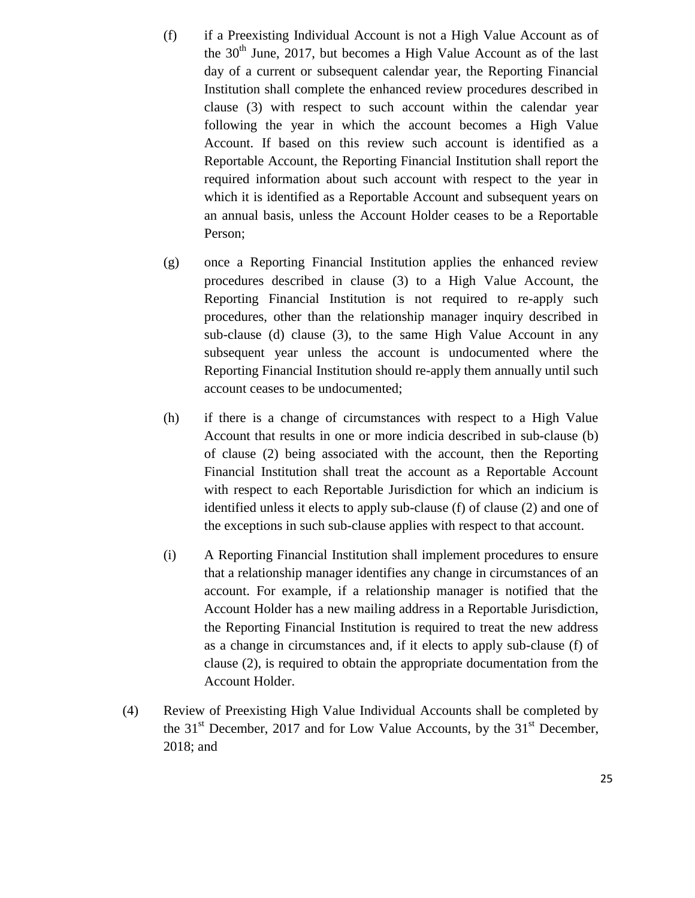(f) if a Preexisting Individual Account is not a High Value Account as of the 30th June, 2017, but becomes a High Value Account as of the last day of a current or subsequent calendar year, the Reporting Financial Institution shall complete the enhanced review procedures described in clause (3) with respect to such account within the calendar year following the year in which the account becomes a High Value Account. If based on this review such account is identified as a Reportable Account, the Reporting Financial Institution shall report the required information about such account with respect to the year in which it is identified as a Reportable Account and subsequent years on an annual basis, unless the Account Holder ceases to be a Reportable Person;

(g) once a Reporting Financial Institution applies the enhanced review procedures described in clause (3) to a High Value Account, the Reporting Financial Institution is not required to re-apply such procedures, other than the relationship manager inquiry described in sub-clause (d) clause (3), to the same High Value Account in any subsequent year unless the account is undocumented where the Reporting Financial Institution should re-apply them annually until such account ceases to be undocumented;

(h) if there is a change of circumstances with respect to a High Value Account that results in one or more indicia described in sub-clause (b) of clause (2) being associated with the account, then the Reporting Financial Institution shall treat the account as a Reportable Account with respect to each Reportable Jurisdiction for which an indicium is identified unless it elects to apply sub-clause (f) of clause (2) and one of the exceptions in such sub-clause applies with respect to that account.

(i) A Reporting Financial Institution shall implement procedures to ensure that a relationship manager identifies any change in circumstances of an account. For example, if a relationship manager is notified that the Account Holder has a new mailing address in a Reportable Jurisdiction, the Reporting Financial Institution is required to treat the new address as a change in circumstances and, if it elects to apply sub-clause (f) of clause (2), is required to obtain the appropriate documentation from the Account Holder.

(4) Review of Preexisting High Value Individual Accounts shall be completed by the 31st December, 2017 and for Low Value Accounts, by the 31st December, 2018; and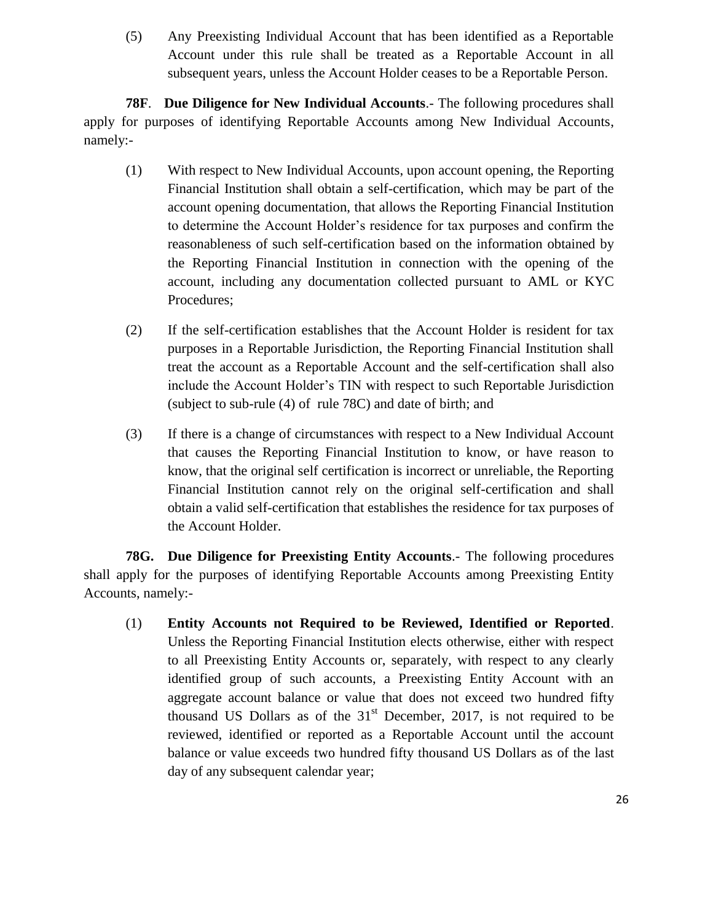(5) Any Preexisting Individual Account that has been identified as a Reportable Account under this rule shall be treated as a Reportable Account in all subsequent years, unless the Account Holder ceases to be a Reportable Person.

**78F**. **Due Diligence for New Individual Accounts**.- The following procedures shall apply for purposes of identifying Reportable Accounts among New Individual Accounts, namely:-

(1) With respect to New Individual Accounts, upon account opening, the Reporting Financial Institution shall obtain a self-certification, which may be part of the account opening documentation, that allows the Reporting Financial Institution to determine the Account Holder's residence for tax purposes and confirm the reasonableness of such self-certification based on the information obtained by the Reporting Financial Institution in connection with the opening of the account, including any documentation collected pursuant to AML or KYC Procedures;

(2) If the self-certification establishes that the Account Holder is resident for tax purposes in a Reportable Jurisdiction, the Reporting Financial Institution shall treat the account as a Reportable Account and the self-certification shall also include the Account Holder's TIN with respect to such Reportable Jurisdiction (subject to sub-rule (4) of rule 78C) and date of birth; and

(3) If there is a change of circumstances with respect to a New Individual Account that causes the Reporting Financial Institution to know, or have reason to know, that the original self certification is incorrect or unreliable, the Reporting Financial Institution cannot rely on the original self-certification and shall obtain a valid self-certification that establishes the residence for tax purposes of the Account Holder.

**78G. Due Diligence for Preexisting Entity Accounts**.- The following procedures shall apply for the purposes of identifying Reportable Accounts among Preexisting Entity Accounts, namely:-

(1) **Entity Accounts not Required to be Reviewed, Identified or Reported**. Unless the Reporting Financial Institution elects otherwise, either with respect to all Preexisting Entity Accounts or, separately, with respect to any clearly identified group of such accounts, a Preexisting Entity Account with an aggregate account balance or value that does not exceed two hundred fifty thousand US Dollars as of the 31st December, 2017, is not required to be reviewed, identified or reported as a Reportable Account until the account balance or value exceeds two hundred fifty thousand US Dollars as of the last day of any subsequent calendar year;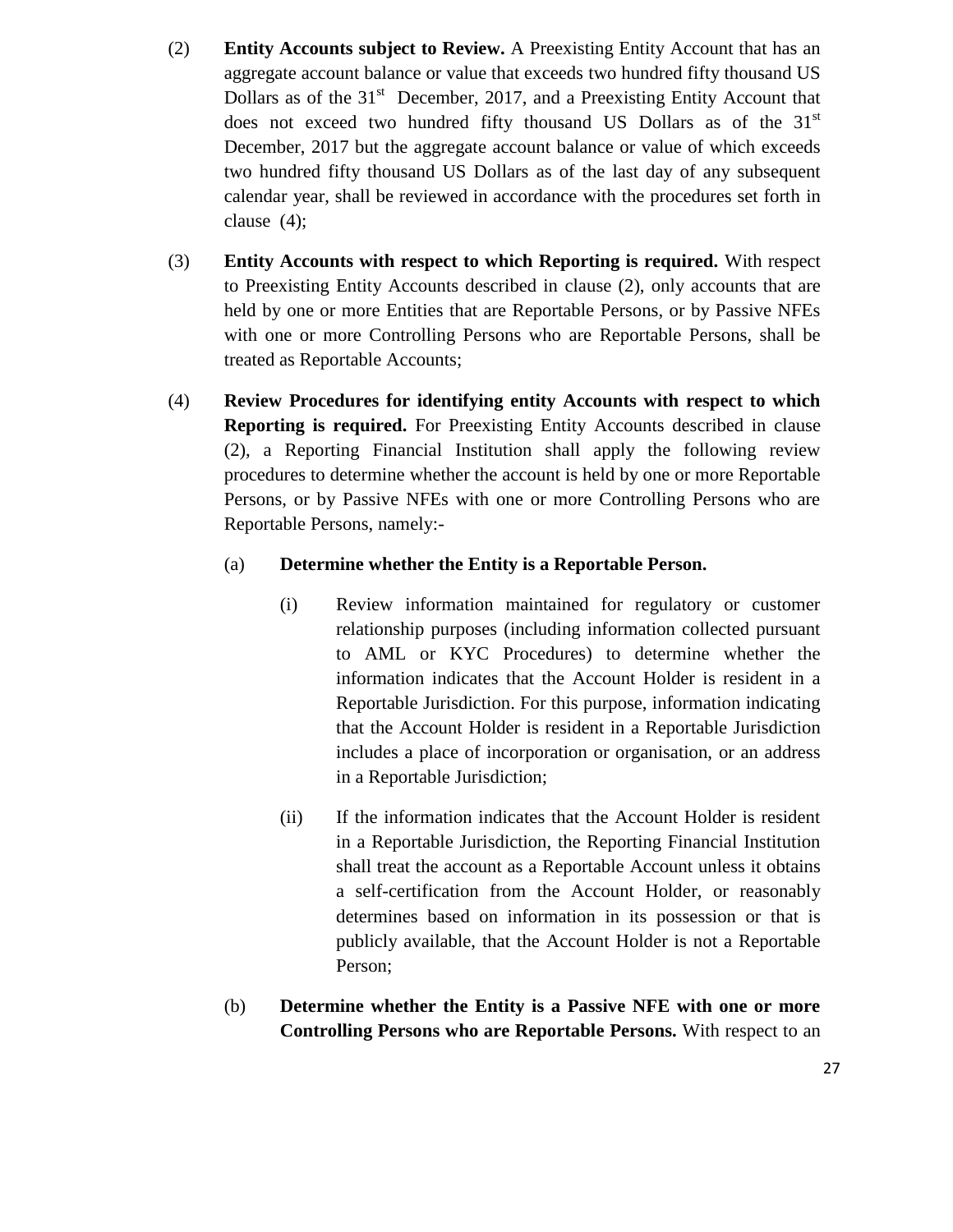(2) **Entity Accounts subject to Review.** A Preexisting Entity Account that has an aggregate account balance or value that exceeds two hundred fifty thousand US Dollars as of the 31st December, 2017, and a Preexisting Entity Account that does not exceed two hundred fifty thousand US Dollars as of the 31st December, 2017 but the aggregate account balance or value of which exceeds two hundred fifty thousand US Dollars as of the last day of any subsequent calendar year, shall be reviewed in accordance with the procedures set forth in clause (4);

(3) **Entity Accounts with respect to which Reporting is required.** With respect to Preexisting Entity Accounts described in clause (2), only accounts that are held by one or more Entities that are Reportable Persons, or by Passive NFEs with one or more Controlling Persons who are Reportable Persons, shall be treated as Reportable Accounts;

(4) **Review Procedures for identifying entity Accounts with respect to which Reporting is required.** For Preexisting Entity Accounts described in clause (2), a Reporting Financial Institution shall apply the following review procedures to determine whether the account is held by one or more Reportable Persons, or by Passive NFEs with one or more Controlling Persons who are Reportable Persons, namely:-

(a) **Determine whether the Entity is a Reportable Person.**

(i) Review information maintained for regulatory or customer relationship purposes (including information collected pursuant to AML or KYC Procedures) to determine whether the information indicates that the Account Holder is resident in a Reportable Jurisdiction. For this purpose, information indicating that the Account Holder is resident in a Reportable Jurisdiction includes a place of incorporation or organisation, or an address in a Reportable Jurisdiction;

(ii) If the information indicates that the Account Holder is resident in a Reportable Jurisdiction, the Reporting Financial Institution shall treat the account as a Reportable Account unless it obtains a self-certification from the Account Holder, or reasonably determines based on information in its possession or that is publicly available, that the Account Holder is not a Reportable Person;

(b) **Determine whether the Entity is a Passive NFE with one or more Controlling Persons who are Reportable Persons.** With respect to an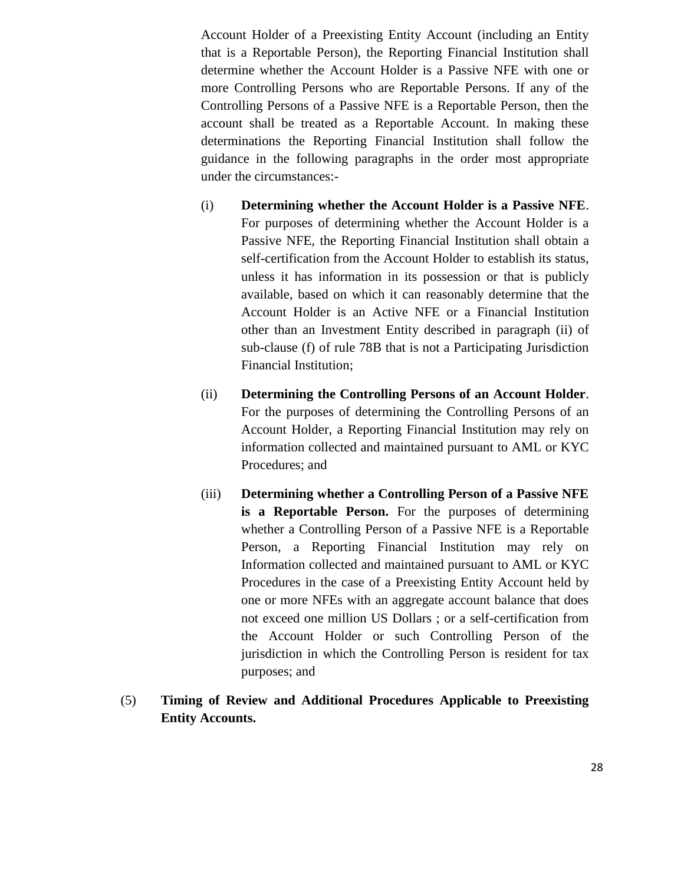Account Holder of a Preexisting Entity Account (including an Entity that is a Reportable Person), the Reporting Financial Institution shall determine whether the Account Holder is a Passive NFE with one or more Controlling Persons who are Reportable Persons. If any of the Controlling Persons of a Passive NFE is a Reportable Person, then the account shall be treated as a Reportable Account. In making these determinations the Reporting Financial Institution shall follow the guidance in the following paragraphs in the order most appropriate under the circumstances:-

(i) **Determining whether the Account Holder is a Passive NFE**. For purposes of determining whether the Account Holder is a Passive NFE, the Reporting Financial Institution shall obtain a self-certification from the Account Holder to establish its status, unless it has information in its possession or that is publicly available, based on which it can reasonably determine that the Account Holder is an Active NFE or a Financial Institution other than an Investment Entity described in paragraph (ii) of sub-clause (f) of rule 78B that is not a Participating Jurisdiction Financial Institution;

(ii) **Determining the Controlling Persons of an Account Holder**. For the purposes of determining the Controlling Persons of an Account Holder, a Reporting Financial Institution may rely on information collected and maintained pursuant to AML or KYC Procedures; and

(iii) **Determining whether a Controlling Person of a Passive NFE is a Reportable Person.** For the purposes of determining whether a Controlling Person of a Passive NFE is a Reportable Person, a Reporting Financial Institution may rely on Information collected and maintained pursuant to AML or KYC Procedures in the case of a Preexisting Entity Account held by one or more NFEs with an aggregate account balance that does not exceed one million US Dollars ; or a self-certification from the Account Holder or such Controlling Person of the jurisdiction in which the Controlling Person is resident for tax purposes; and

(5) **Timing of Review and Additional Procedures Applicable to Preexisting Entity Accounts.**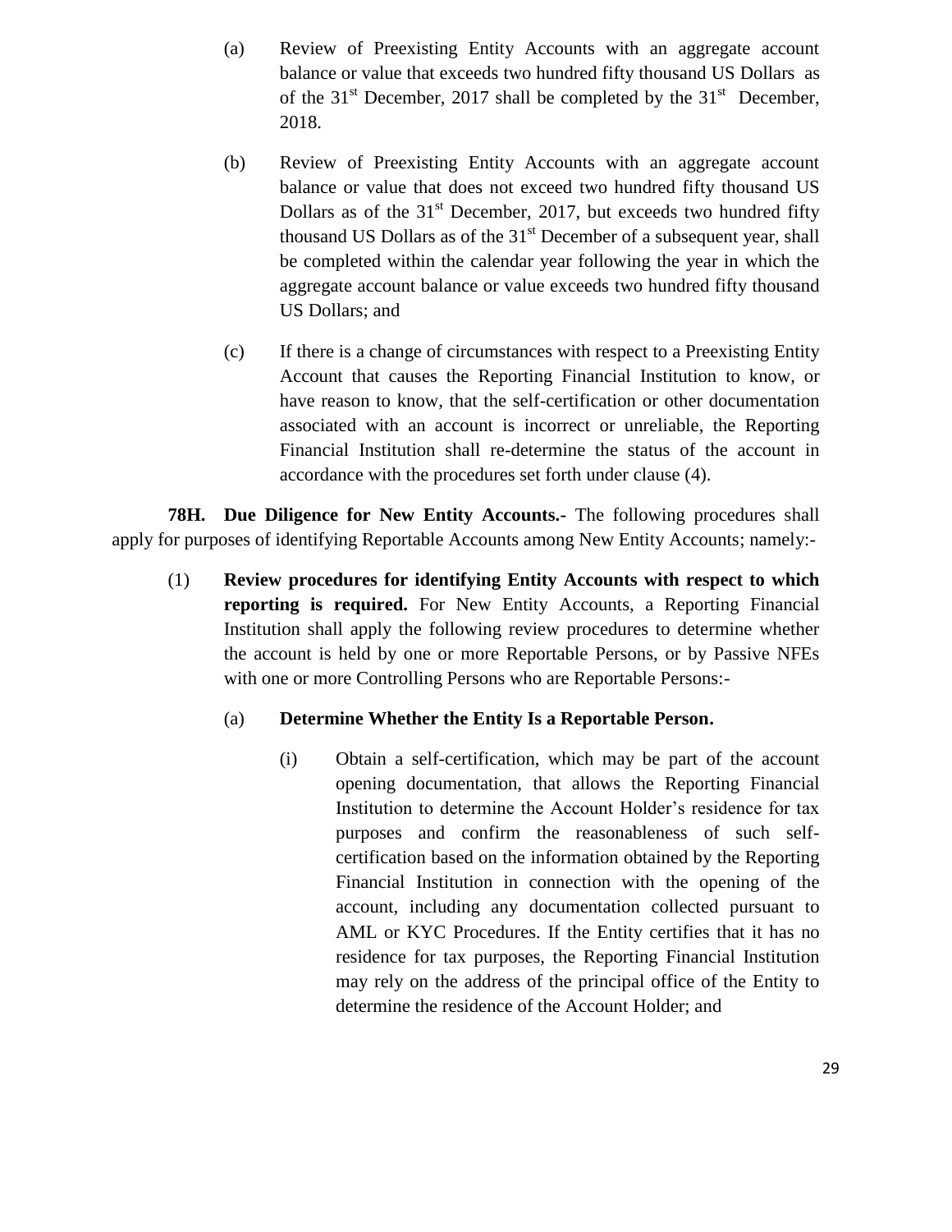(a) Review of Preexisting Entity Accounts with an aggregate account balance or value that exceeds two hundred fifty thousand US Dollars as of the 31st December, 2017 shall be completed by the 31st December, 2018.

(b) Review of Preexisting Entity Accounts with an aggregate account balance or value that does not exceed two hundred fifty thousand US Dollars as of the 31st December, 2017, but exceeds two hundred fifty thousand US Dollars as of the 31st December of a subsequent year, shall be completed within the calendar year following the year in which the aggregate account balance or value exceeds two hundred fifty thousand US Dollars; and

(c) If there is a change of circumstances with respect to a Preexisting Entity Account that causes the Reporting Financial Institution to know, or have reason to know, that the self-certification or other documentation associated with an account is incorrect or unreliable, the Reporting Financial Institution shall re-determine the status of the account in accordance with the procedures set forth under clause (4).

**78H. Due Diligence for New Entity Accounts.-** The following procedures shall apply for purposes of identifying Reportable Accounts among New Entity Accounts; namely:-

(1) **Review procedures for identifying Entity Accounts with respect to which reporting is required.** For New Entity Accounts, a Reporting Financial Institution shall apply the following review procedures to determine whether the account is held by one or more Reportable Persons, or by Passive NFEs with one or more Controlling Persons who are Reportable Persons:-

(a) **Determine Whether the Entity Is a Reportable Person.**

(i) Obtain a self-certification, which may be part of the account opening documentation, that allows the Reporting Financial Institution to determine the Account Holder's residence for tax purposes and confirm the reasonableness of such self-certification based on the information obtained by the Reporting Financial Institution in connection with the opening of the account, including any documentation collected pursuant to AML or KYC Procedures. If the Entity certifies that it has no residence for tax purposes, the Reporting Financial Institution may rely on the address of the principal office of the Entity to determine the residence of the Account Holder; and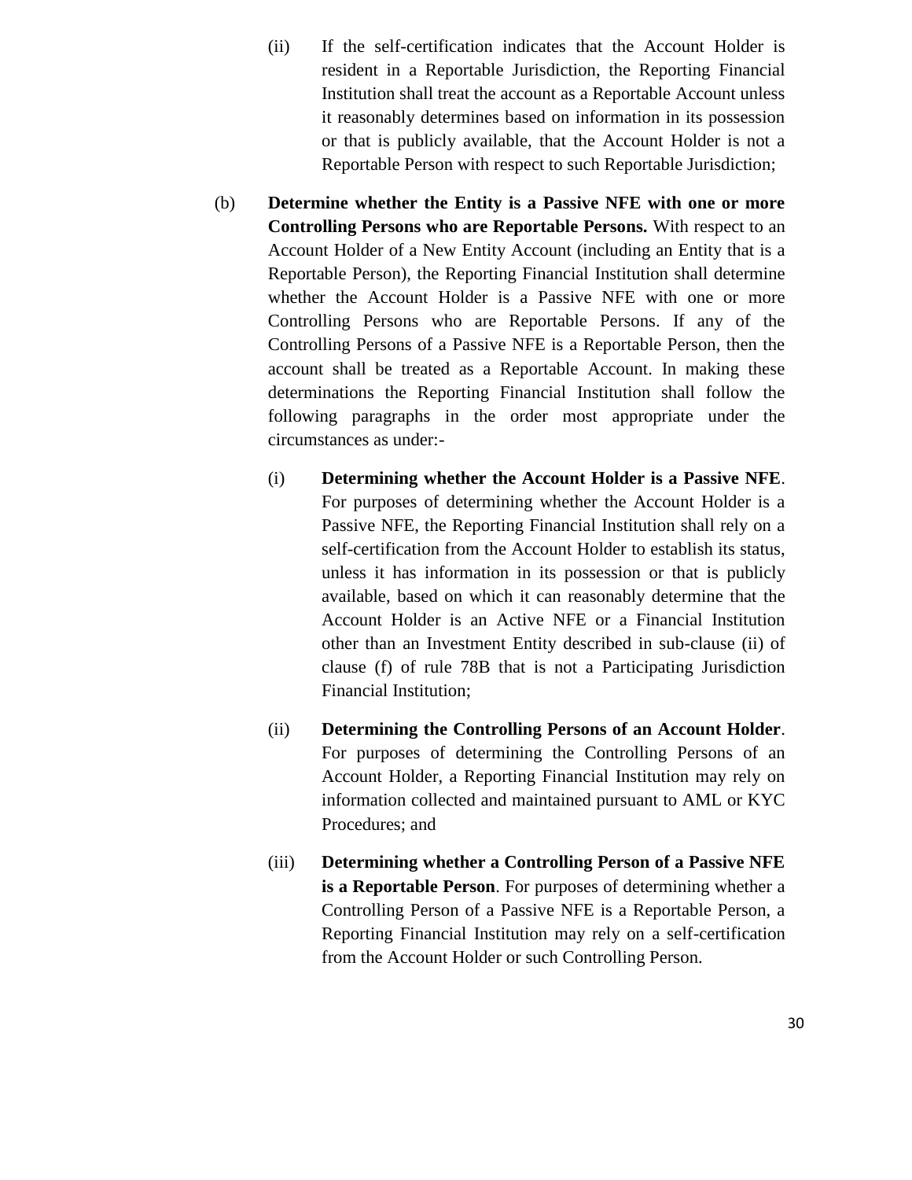(ii) If the self-certification indicates that the Account Holder is resident in a Reportable Jurisdiction, the Reporting Financial Institution shall treat the account as a Reportable Account unless it reasonably determines based on information in its possession or that is publicly available, that the Account Holder is not a Reportable Person with respect to such Reportable Jurisdiction;

(b) **Determine whether the Entity is a Passive NFE with one or more Controlling Persons who are Reportable Persons.** With respect to an Account Holder of a New Entity Account (including an Entity that is a Reportable Person), the Reporting Financial Institution shall determine whether the Account Holder is a Passive NFE with one or more Controlling Persons who are Reportable Persons. If any of the Controlling Persons of a Passive NFE is a Reportable Person, then the account shall be treated as a Reportable Account. In making these determinations the Reporting Financial Institution shall follow the following paragraphs in the order most appropriate under the circumstances as under:-

(i) **Determining whether the Account Holder is a Passive NFE**. For purposes of determining whether the Account Holder is a Passive NFE, the Reporting Financial Institution shall rely on a self-certification from the Account Holder to establish its status, unless it has information in its possession or that is publicly available, based on which it can reasonably determine that the Account Holder is an Active NFE or a Financial Institution other than an Investment Entity described in sub-clause (ii) of clause (f) of rule 78B that is not a Participating Jurisdiction Financial Institution;

(ii) **Determining the Controlling Persons of an Account Holder**. For purposes of determining the Controlling Persons of an Account Holder, a Reporting Financial Institution may rely on information collected and maintained pursuant to AML or KYC Procedures; and

(iii) **Determining whether a Controlling Person of a Passive NFE is a Reportable Person**. For purposes of determining whether a Controlling Person of a Passive NFE is a Reportable Person, a Reporting Financial Institution may rely on a self-certification from the Account Holder or such Controlling Person.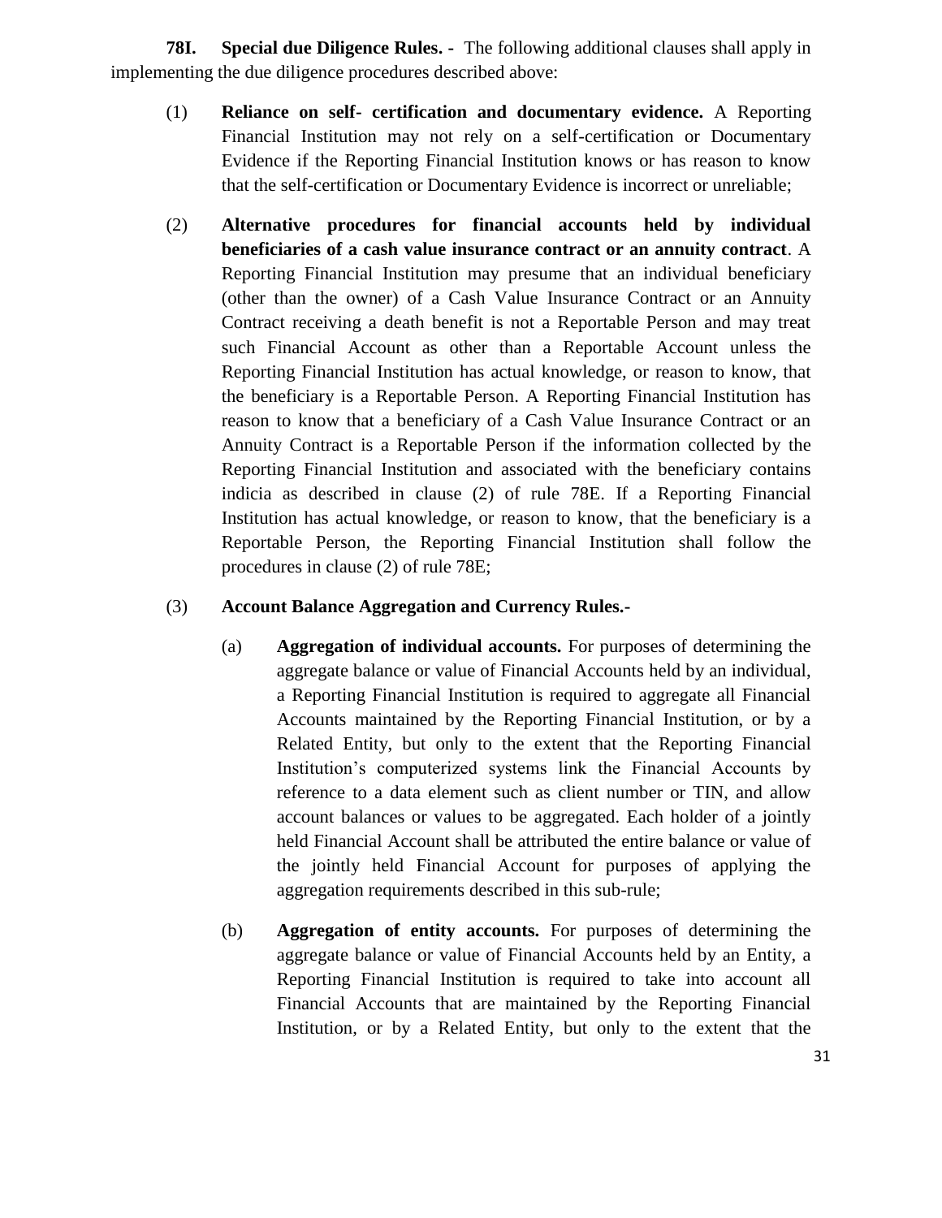**78I. Special due Diligence Rules. -** The following additional clauses shall apply in implementing the due diligence procedures described above:

(1) **Reliance on self- certification and documentary evidence.** A Reporting Financial Institution may not rely on a self-certification or Documentary Evidence if the Reporting Financial Institution knows or has reason to know that the self-certification or Documentary Evidence is incorrect or unreliable;

(2) **Alternative procedures for financial accounts held by individual beneficiaries of a cash value insurance contract or an annuity contract**. A Reporting Financial Institution may presume that an individual beneficiary (other than the owner) of a Cash Value Insurance Contract or an Annuity Contract receiving a death benefit is not a Reportable Person and may treat such Financial Account as other than a Reportable Account unless the Reporting Financial Institution has actual knowledge, or reason to know, that the beneficiary is a Reportable Person. A Reporting Financial Institution has reason to know that a beneficiary of a Cash Value Insurance Contract or an Annuity Contract is a Reportable Person if the information collected by the Reporting Financial Institution and associated with the beneficiary contains indicia as described in clause (2) of rule 78E. If a Reporting Financial Institution has actual knowledge, or reason to know, that the beneficiary is a Reportable Person, the Reporting Financial Institution shall follow the procedures in clause (2) of rule 78E;

(3) **Account Balance Aggregation and Currency Rules.-**

(a) **Aggregation of individual accounts.** For purposes of determining the aggregate balance or value of Financial Accounts held by an individual, a Reporting Financial Institution is required to aggregate all Financial Accounts maintained by the Reporting Financial Institution, or by a Related Entity, but only to the extent that the Reporting Financial Institution's computerized systems link the Financial Accounts by reference to a data element such as client number or TIN, and allow account balances or values to be aggregated. Each holder of a jointly held Financial Account shall be attributed the entire balance or value of the jointly held Financial Account for purposes of applying the aggregation requirements described in this sub-rule;

(b) **Aggregation of entity accounts.** For purposes of determining the aggregate balance or value of Financial Accounts held by an Entity, a Reporting Financial Institution is required to take into account all Financial Accounts that are maintained by the Reporting Financial Institution, or by a Related Entity, but only to the extent that the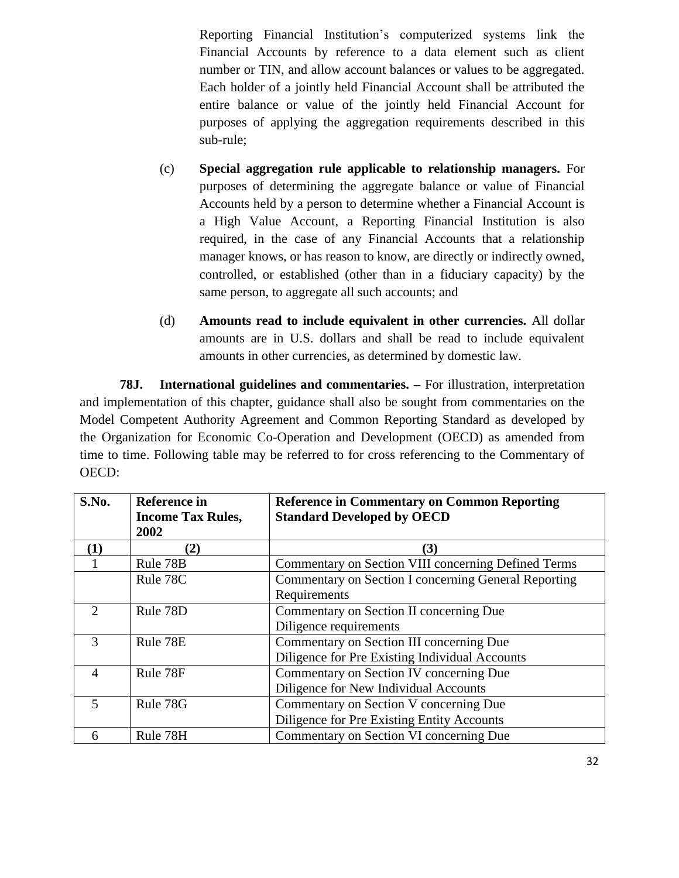Reporting Financial Institution's computerized systems link the Financial Accounts by reference to a data element such as client number or TIN, and allow account balances or values to be aggregated. Each holder of a jointly held Financial Account shall be attributed the entire balance or value of the jointly held Financial Account for purposes of applying the aggregation requirements described in this sub-rule;

(c) **Special aggregation rule applicable to relationship managers.** For purposes of determining the aggregate balance or value of Financial Accounts held by a person to determine whether a Financial Account is a High Value Account, a Reporting Financial Institution is also required, in the case of any Financial Accounts that a relationship manager knows, or has reason to know, are directly or indirectly owned, controlled, or established (other than in a fiduciary capacity) by the same person, to aggregate all such accounts; and

(d) **Amounts read to include equivalent in other currencies.** All dollar amounts are in U.S. dollars and shall be read to include equivalent amounts in other currencies, as determined by domestic law.

**78J. International guidelines and commentaries. –** For illustration, interpretation and implementation of this chapter, guidance shall also be sought from commentaries on the Model Competent Authority Agreement and Common Reporting Standard as developed by the Organization for Economic Co-Operation and Development (OECD) as amended from time to time. Following table may be referred to for cross referencing to the Commentary of OECD:

| S.No. | Reference in Income Tax Rules, 2002 | Reference in Commentary on Common Reporting Standard Developed by OECD |
|---|---|---|
| (1) | (2) | (3) |
| 1 | Rule 78B | Commentary on Section VIII concerning Defined Terms |
| | Rule 78C | Commentary on Section I concerning General Reporting Requirements |
| 2 | Rule 78D | Commentary on Section II concerning Due Diligence requirements |
| 3 | Rule 78E | Commentary on Section III concerning Due Diligence for Pre Existing Individual Accounts |
| 4 | Rule 78F | Commentary on Section IV concerning Due Diligence for New Individual Accounts |
| 5 | Rule 78G | Commentary on Section V concerning Due Diligence for Pre Existing Entity Accounts |
| 6 | Rule 78H | Commentary on Section VI concerning Due |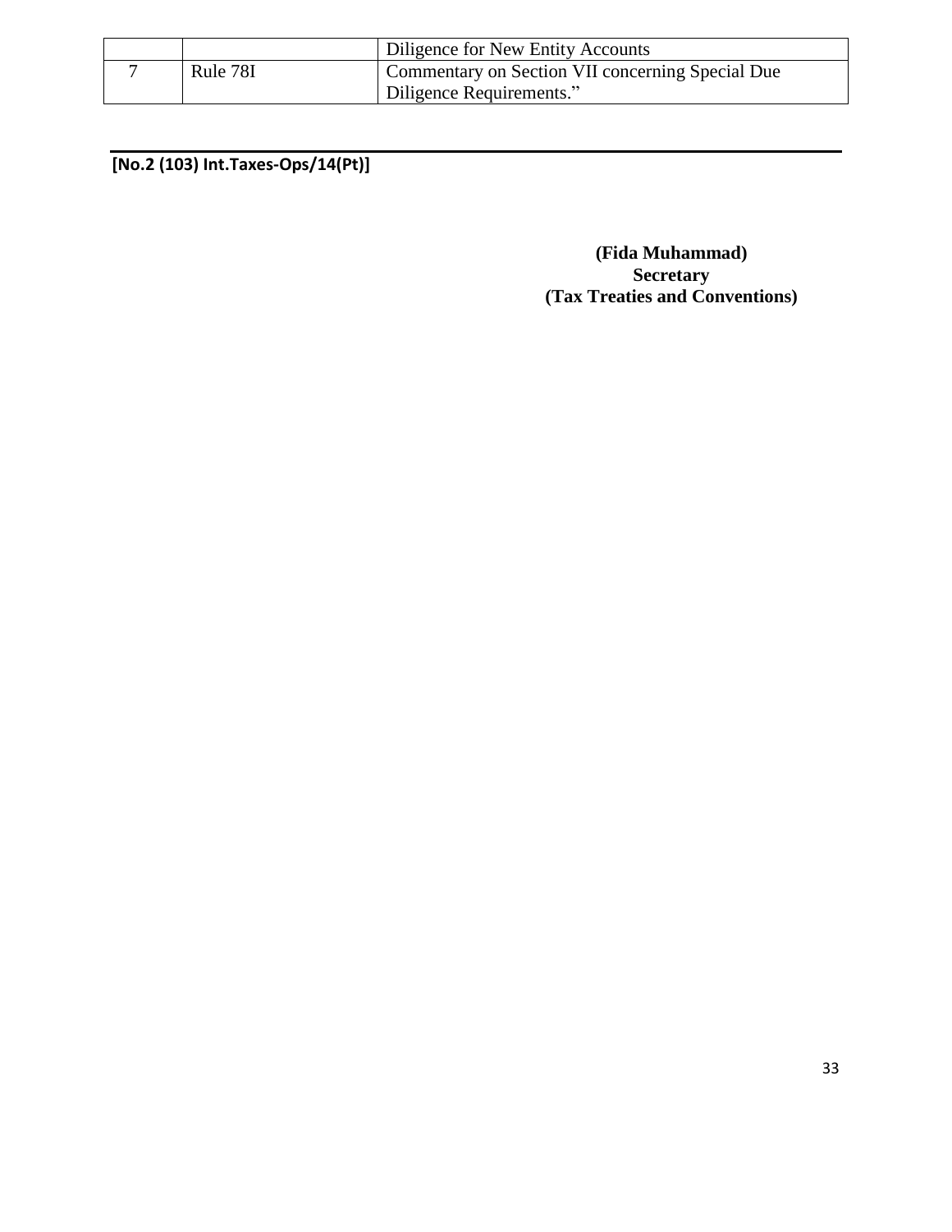| | | |
|---|---|---|
| | | Diligence for New Entity Accounts |
| 7 | Rule 78I | Commentary on Section VII concerning Special Due Diligence Requirements." |

**[No.2 (103) Int.Taxes-Ops/14(Pt)]**

**(Fida Muhammad)**
**Secretary**
**(Tax Treaties and Conventions)**